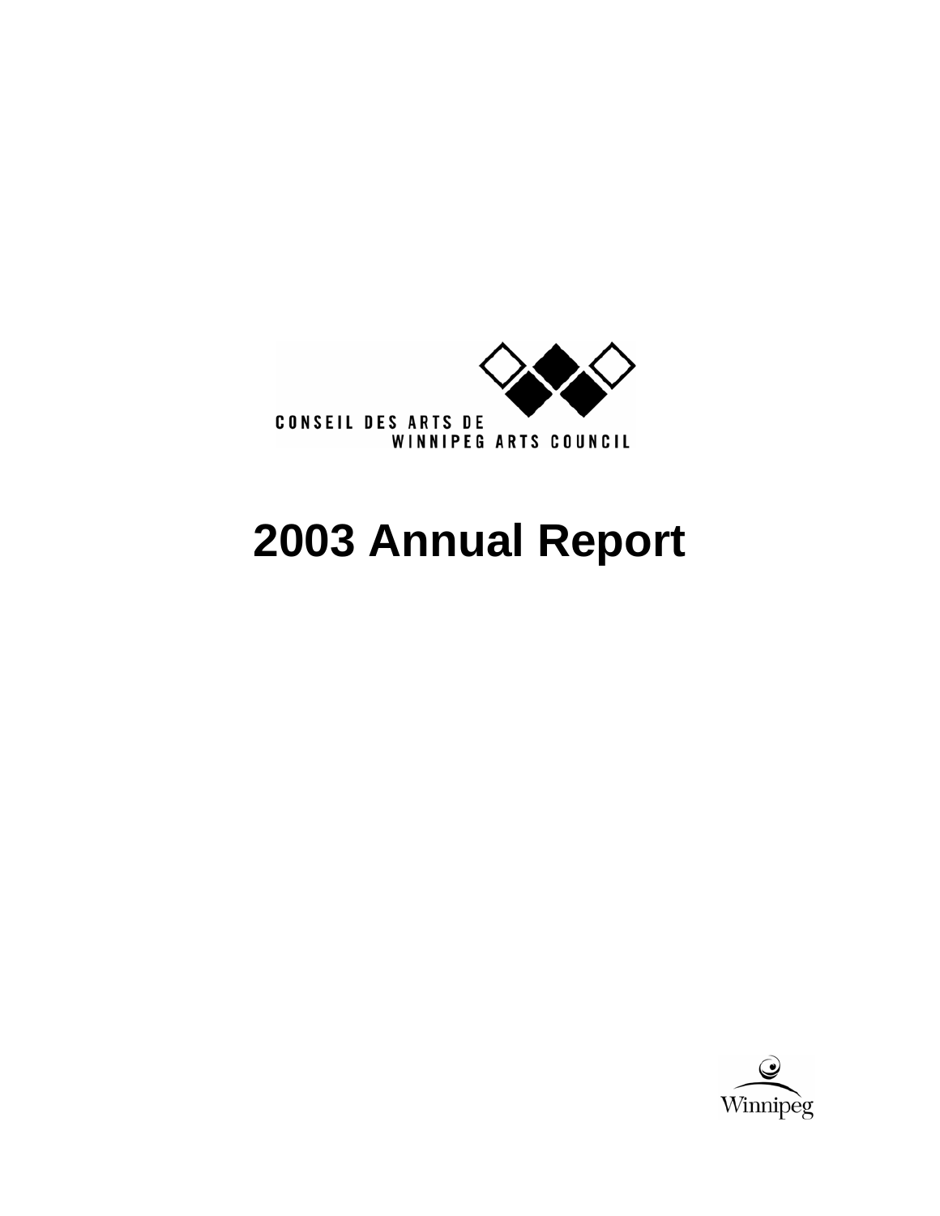CONSEIL DES ARTS DE
WINNIPEG ARTS COUNCIL

# 2003 Annual Report

Winnipeg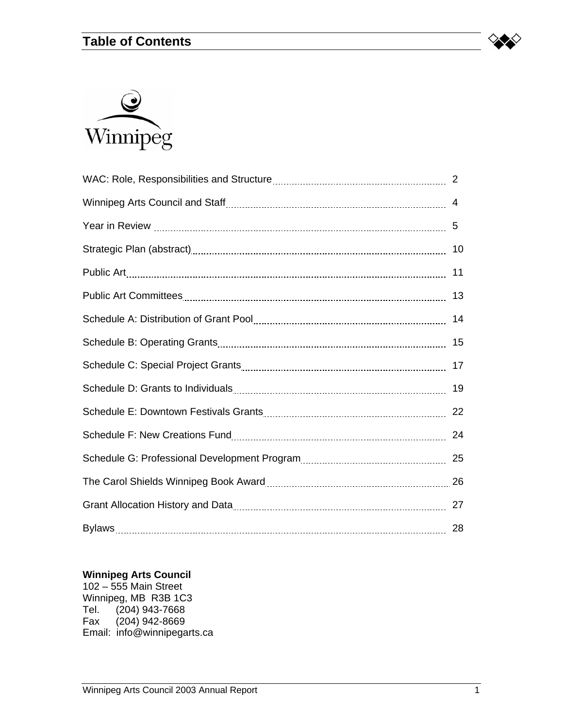# Table of Contents

Winnipeg

| | |
|---|---|
| WAC: Role, Responsibilities and Structure | 2 |
| Winnipeg Arts Council and Staff | 4 |
| Year in Review | 5 |
| Strategic Plan (abstract) | 10 |
| Public Art | 11 |
| Public Art Committees | 13 |
| Schedule A: Distribution of Grant Pool | 14 |
| Schedule B: Operating Grants | 15 |
| Schedule C: Special Project Grants | 17 |
| Schedule D: Grants to Individuals | 19 |
| Schedule E: Downtown Festivals Grants | 22 |
| Schedule F: New Creations Fund | 24 |
| Schedule G: Professional Development Program | 25 |
| The Carol Shields Winnipeg Book Award | 26 |
| Grant Allocation History and Data | 27 |
| Bylaws | 28 |

**Winnipeg Arts Council**
102 – 555 Main Street
Winnipeg, MB R3B 1C3
Tel. (204) 943-7668
Fax (204) 942-8669
Email: info@winnipegarts.ca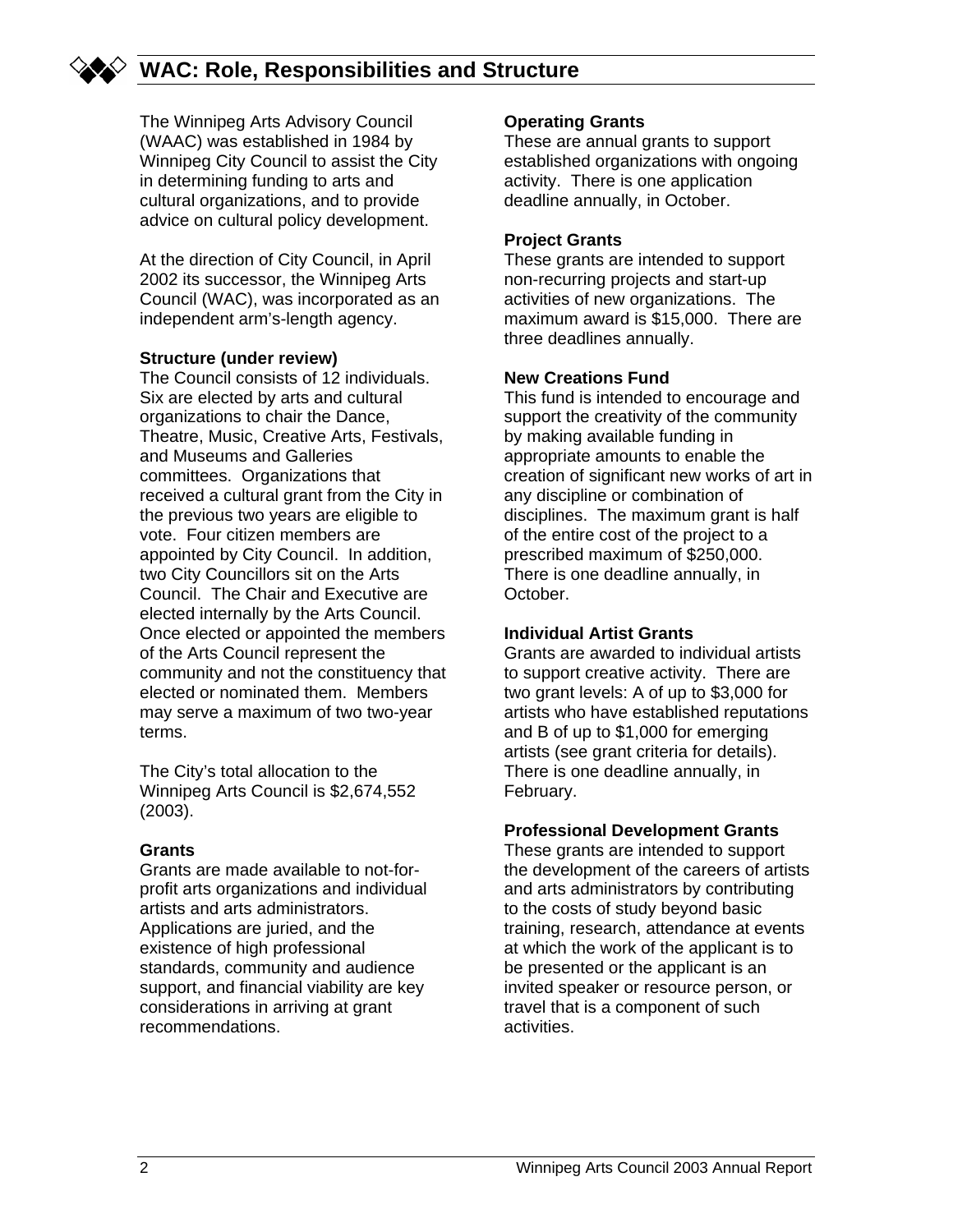## WAC: Role, Responsibilities and Structure

The Winnipeg Arts Advisory Council (WAAC) was established in 1984 by Winnipeg City Council to assist the City in determining funding to arts and cultural organizations, and to provide advice on cultural policy development.

At the direction of City Council, in April 2002 its successor, the Winnipeg Arts Council (WAC), was incorporated as an independent arm's-length agency.

**Structure (under review)**
The Council consists of 12 individuals. Six are elected by arts and cultural organizations to chair the Dance, Theatre, Music, Creative Arts, Festivals, and Museums and Galleries committees. Organizations that received a cultural grant from the City in the previous two years are eligible to vote. Four citizen members are appointed by City Council. In addition, two City Councillors sit on the Arts Council. The Chair and Executive are elected internally by the Arts Council. Once elected or appointed the members of the Arts Council represent the community and not the constituency that elected or nominated them. Members may serve a maximum of two two-year terms.

The City's total allocation to the Winnipeg Arts Council is $2,674,552 (2003).

**Grants**
Grants are made available to not-for-profit arts organizations and individual artists and arts administrators. Applications are juried, and the existence of high professional standards, community and audience support, and financial viability are key considerations in arriving at grant recommendations.

**Operating Grants**
These are annual grants to support established organizations with ongoing activity. There is one application deadline annually, in October.

**Project Grants**
These grants are intended to support non-recurring projects and start-up activities of new organizations. The maximum award is $15,000. There are three deadlines annually.

**New Creations Fund**
This fund is intended to encourage and support the creativity of the community by making available funding in appropriate amounts to enable the creation of significant new works of art in any discipline or combination of disciplines. The maximum grant is half of the entire cost of the project to a prescribed maximum of $250,000. There is one deadline annually, in October.

**Individual Artist Grants**
Grants are awarded to individual artists to support creative activity. There are two grant levels: A of up to $3,000 for artists who have established reputations and B of up to $1,000 for emerging artists (see grant criteria for details). There is one deadline annually, in February.

**Professional Development Grants**
These grants are intended to support the development of the careers of artists and arts administrators by contributing to the costs of study beyond basic training, research, attendance at events at which the work of the applicant is to be presented or the applicant is an invited speaker or resource person, or travel that is a component of such activities.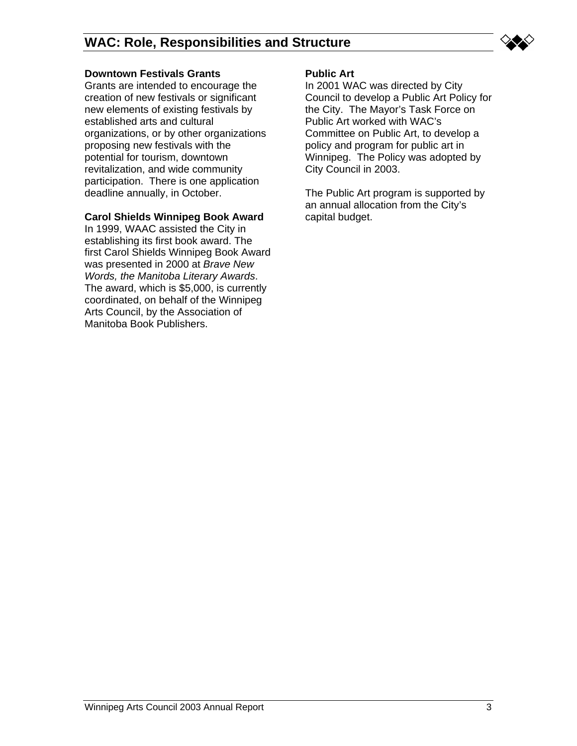## Downtown Festivals Grants

Grants are intended to encourage the creation of new festivals or significant new elements of existing festivals by established arts and cultural organizations, or by other organizations proposing new festivals with the potential for tourism, downtown revitalization, and wide community participation. There is one application deadline annually, in October.

## Carol Shields Winnipeg Book Award

In 1999, WAAC assisted the City in establishing its first book award. The first Carol Shields Winnipeg Book Award was presented in 2000 at *Brave New Words, the Manitoba Literary Awards*. The award, which is $5,000, is currently coordinated, on behalf of the Winnipeg Arts Council, by the Association of Manitoba Book Publishers.

## Public Art

In 2001 WAC was directed by City Council to develop a Public Art Policy for the City. The Mayor's Task Force on Public Art worked with WAC's Committee on Public Art, to develop a policy and program for public art in Winnipeg. The Policy was adopted by City Council in 2003.

The Public Art program is supported by an annual allocation from the City's capital budget.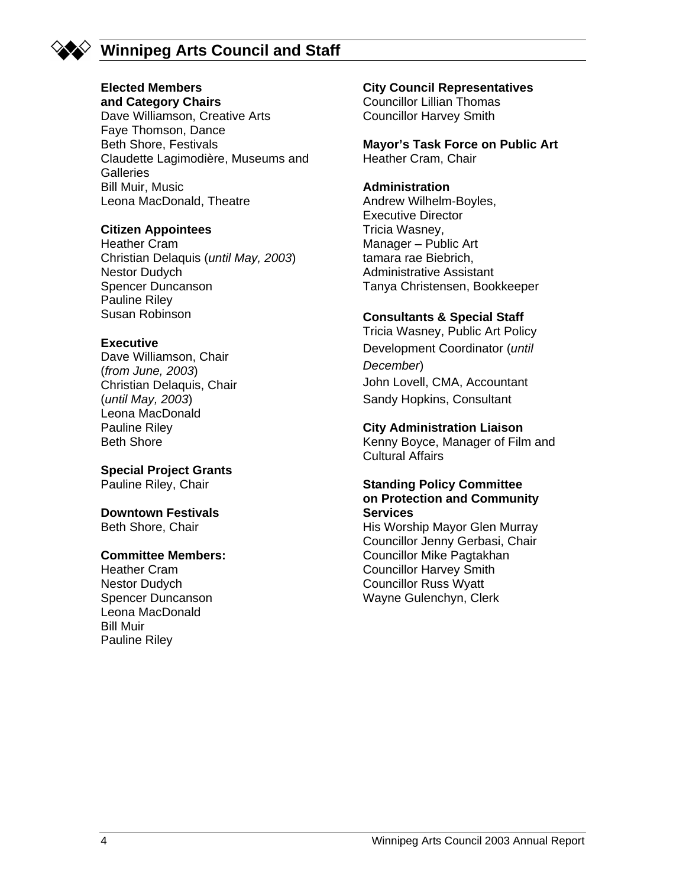# Winnipeg Arts Council and Staff

**Elected Members and Category Chairs**
Dave Williamson, Creative Arts
Faye Thomson, Dance
Beth Shore, Festivals
Claudette Lagimodière, Museums and Galleries
Bill Muir, Music
Leona MacDonald, Theatre

**Citizen Appointees**
Heather Cram
Christian Delaquis (*until May, 2003*)
Nestor Dudych
Spencer Duncanson
Pauline Riley
Susan Robinson

**Executive**
Dave Williamson, Chair (*from June, 2003*)
Christian Delaquis, Chair (*until May, 2003*)
Leona MacDonald
Pauline Riley
Beth Shore

**Special Project Grants**
Pauline Riley, Chair

**Downtown Festivals**
Beth Shore, Chair

**Committee Members:**
Heather Cram
Nestor Dudych
Spencer Duncanson
Leona MacDonald
Bill Muir
Pauline Riley

**City Council Representatives**
Councillor Lillian Thomas
Councillor Harvey Smith

**Mayor's Task Force on Public Art**
Heather Cram, Chair

**Administration**
Andrew Wilhelm-Boyles, Executive Director
Tricia Wasney, Manager – Public Art
tamara rae Biebrich, Administrative Assistant
Tanya Christensen, Bookkeeper

**Consultants & Special Staff**
Tricia Wasney, Public Art Policy Development Coordinator (*until December*)
John Lovell, CMA, Accountant
Sandy Hopkins, Consultant

**City Administration Liaison**
Kenny Boyce, Manager of Film and Cultural Affairs

**Standing Policy Committee on Protection and Community Services**
His Worship Mayor Glen Murray
Councillor Jenny Gerbasi, Chair
Councillor Mike Pagtakhan
Councillor Harvey Smith
Councillor Russ Wyatt
Wayne Gulenchyn, Clerk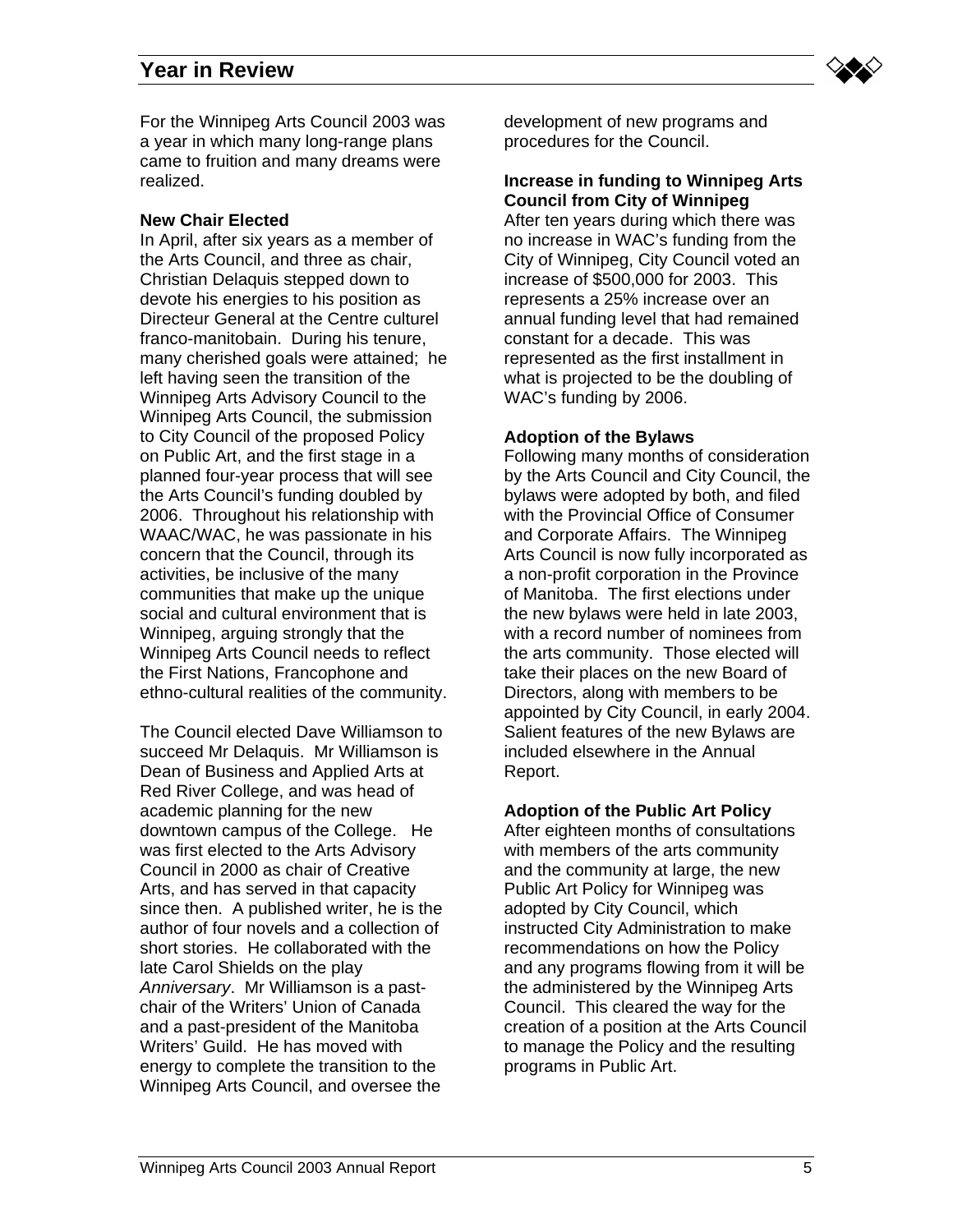# Year in Review

For the Winnipeg Arts Council 2003 was a year in which many long-range plans came to fruition and many dreams were realized.

**New Chair Elected**

In April, after six years as a member of the Arts Council, and three as chair, Christian Delaquis stepped down to devote his energies to his position as Directeur General at the Centre culturel franco-manitobain. During his tenure, many cherished goals were attained; he left having seen the transition of the Winnipeg Arts Advisory Council to the Winnipeg Arts Council, the submission to City Council of the proposed Policy on Public Art, and the first stage in a planned four-year process that will see the Arts Council's funding doubled by 2006. Throughout his relationship with WAAC/WAC, he was passionate in his concern that the Council, through its activities, be inclusive of the many communities that make up the unique social and cultural environment that is Winnipeg, arguing strongly that the Winnipeg Arts Council needs to reflect the First Nations, Francophone and ethno-cultural realities of the community.

The Council elected Dave Williamson to succeed Mr Delaquis. Mr Williamson is Dean of Business and Applied Arts at Red River College, and was head of academic planning for the new downtown campus of the College. He was first elected to the Arts Advisory Council in 2000 as chair of Creative Arts, and has served in that capacity since then. A published writer, he is the author of four novels and a collection of short stories. He collaborated with the late Carol Shields on the play *Anniversary*. Mr Williamson is a past-chair of the Writers' Union of Canada and a past-president of the Manitoba Writers' Guild. He has moved with energy to complete the transition to the Winnipeg Arts Council, and oversee the development of new programs and procedures for the Council.

**Increase in funding to Winnipeg Arts Council from City of Winnipeg**

After ten years during which there was no increase in WAC's funding from the City of Winnipeg, City Council voted an increase of $500,000 for 2003. This represents a 25% increase over an annual funding level that had remained constant for a decade. This was represented as the first installment in what is projected to be the doubling of WAC's funding by 2006.

**Adoption of the Bylaws**

Following many months of consideration by the Arts Council and City Council, the bylaws were adopted by both, and filed with the Provincial Office of Consumer and Corporate Affairs. The Winnipeg Arts Council is now fully incorporated as a non-profit corporation in the Province of Manitoba. The first elections under the new bylaws were held in late 2003, with a record number of nominees from the arts community. Those elected will take their places on the new Board of Directors, along with members to be appointed by City Council, in early 2004. Salient features of the new Bylaws are included elsewhere in the Annual Report.

**Adoption of the Public Art Policy**

After eighteen months of consultations with members of the arts community and the community at large, the new Public Art Policy for Winnipeg was adopted by City Council, which instructed City Administration to make recommendations on how the Policy and any programs flowing from it will be the administered by the Winnipeg Arts Council. This cleared the way for the creation of a position at the Arts Council to manage the Policy and the resulting programs in Public Art.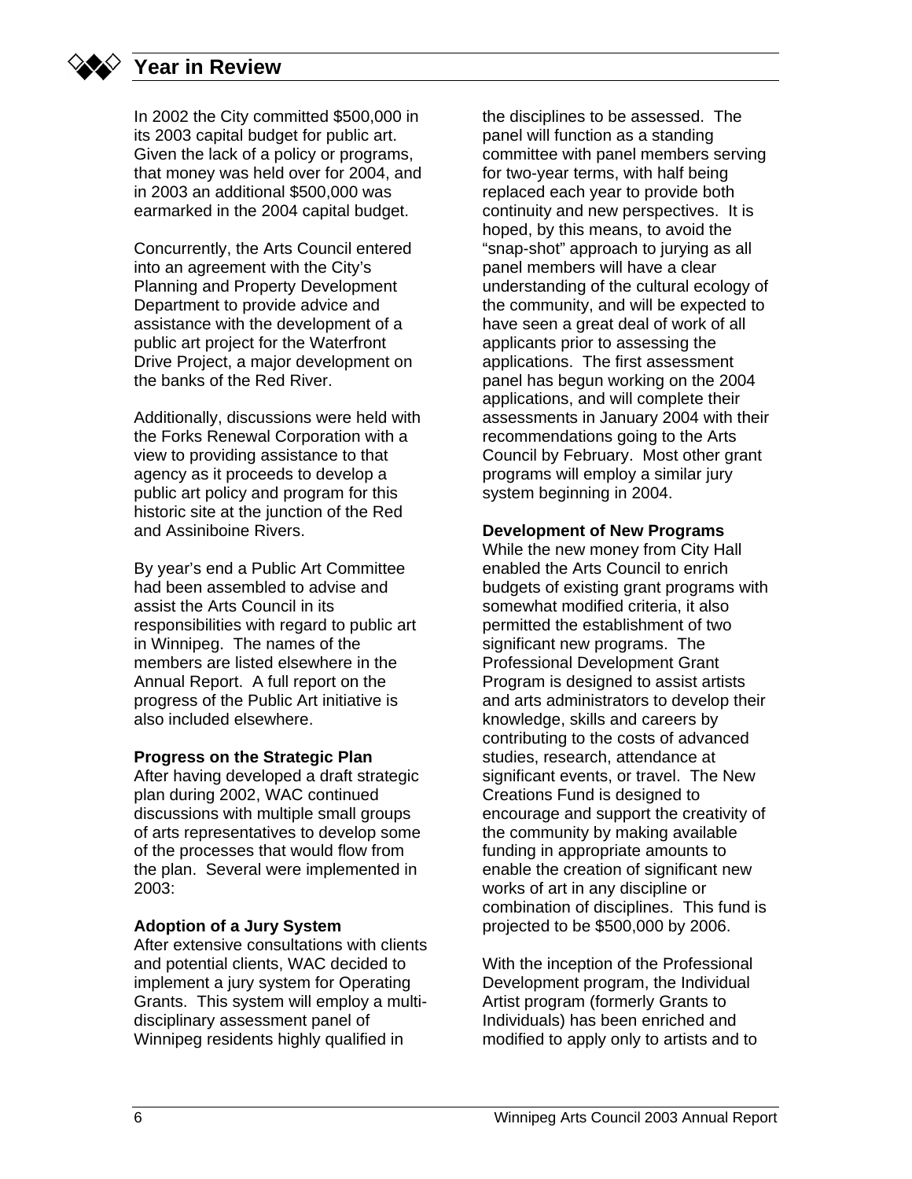## Year in Review

In 2002 the City committed \$500,000 in its 2003 capital budget for public art. Given the lack of a policy or programs, that money was held over for 2004, and in 2003 an additional \$500,000 was earmarked in the 2004 capital budget.

Concurrently, the Arts Council entered into an agreement with the City's Planning and Property Development Department to provide advice and assistance with the development of a public art project for the Waterfront Drive Project, a major development on the banks of the Red River.

Additionally, discussions were held with the Forks Renewal Corporation with a view to providing assistance to that agency as it proceeds to develop a public art policy and program for this historic site at the junction of the Red and Assiniboine Rivers.

By year's end a Public Art Committee had been assembled to advise and assist the Arts Council in its responsibilities with regard to public art in Winnipeg. The names of the members are listed elsewhere in the Annual Report. A full report on the progress of the Public Art initiative is also included elsewhere.

**Progress on the Strategic Plan**
After having developed a draft strategic plan during 2002, WAC continued discussions with multiple small groups of arts representatives to develop some of the processes that would flow from the plan. Several were implemented in 2003:

**Adoption of a Jury System**
After extensive consultations with clients and potential clients, WAC decided to implement a jury system for Operating Grants. This system will employ a multi-disciplinary assessment panel of Winnipeg residents highly qualified in the disciplines to be assessed. The panel will function as a standing committee with panel members serving for two-year terms, with half being replaced each year to provide both continuity and new perspectives. It is hoped, by this means, to avoid the "snap-shot" approach to jurying as all panel members will have a clear understanding of the cultural ecology of the community, and will be expected to have seen a great deal of work of all applicants prior to assessing the applications. The first assessment panel has begun working on the 2004 applications, and will complete their assessments in January 2004 with their recommendations going to the Arts Council by February. Most other grant programs will employ a similar jury system beginning in 2004.

**Development of New Programs**
While the new money from City Hall enabled the Arts Council to enrich budgets of existing grant programs with somewhat modified criteria, it also permitted the establishment of two significant new programs. The Professional Development Grant Program is designed to assist artists and arts administrators to develop their knowledge, skills and careers by contributing to the costs of advanced studies, research, attendance at significant events, or travel. The New Creations Fund is designed to encourage and support the creativity of the community by making available funding in appropriate amounts to enable the creation of significant new works of art in any discipline or combination of disciplines. This fund is projected to be \$500,000 by 2006.

With the inception of the Professional Development program, the Individual Artist program (formerly Grants to Individuals) has been enriched and modified to apply only to artists and to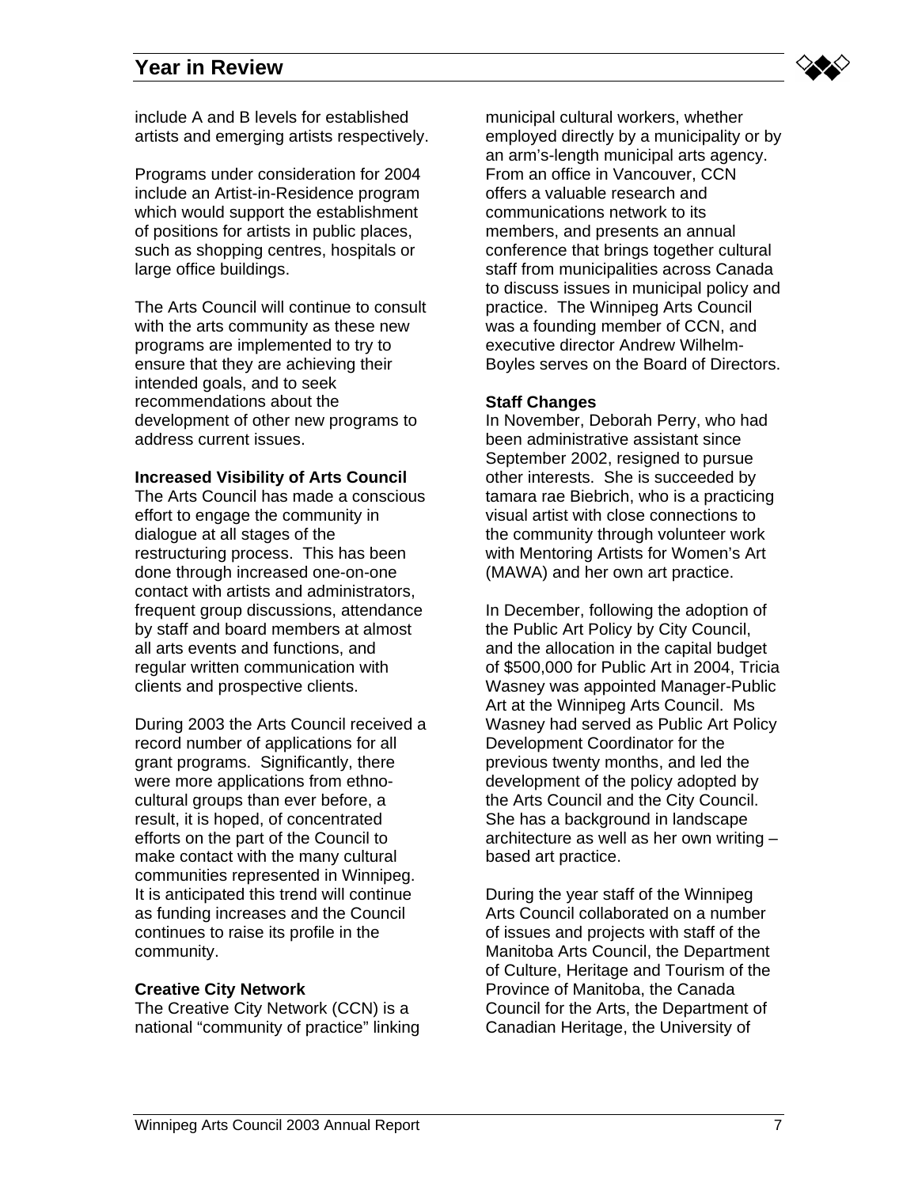include A and B levels for established artists and emerging artists respectively.

Programs under consideration for 2004 include an Artist-in-Residence program which would support the establishment of positions for artists in public places, such as shopping centres, hospitals or large office buildings.

The Arts Council will continue to consult with the arts community as these new programs are implemented to try to ensure that they are achieving their intended goals, and to seek recommendations about the development of other new programs to address current issues.

**Increased Visibility of Arts Council**

The Arts Council has made a conscious effort to engage the community in dialogue at all stages of the restructuring process. This has been done through increased one-on-one contact with artists and administrators, frequent group discussions, attendance by staff and board members at almost all arts events and functions, and regular written communication with clients and prospective clients.

During 2003 the Arts Council received a record number of applications for all grant programs. Significantly, there were more applications from ethno-cultural groups than ever before, a result, it is hoped, of concentrated efforts on the part of the Council to make contact with the many cultural communities represented in Winnipeg. It is anticipated this trend will continue as funding increases and the Council continues to raise its profile in the community.

**Creative City Network**

The Creative City Network (CCN) is a national "community of practice" linking municipal cultural workers, whether employed directly by a municipality or by an arm's-length municipal arts agency. From an office in Vancouver, CCN offers a valuable research and communications network to its members, and presents an annual conference that brings together cultural staff from municipalities across Canada to discuss issues in municipal policy and practice. The Winnipeg Arts Council was a founding member of CCN, and executive director Andrew Wilhelm-Boyles serves on the Board of Directors.

**Staff Changes**

In November, Deborah Perry, who had been administrative assistant since September 2002, resigned to pursue other interests. She is succeeded by tamara rae Biebrich, who is a practicing visual artist with close connections to the community through volunteer work with Mentoring Artists for Women's Art (MAWA) and her own art practice.

In December, following the adoption of the Public Art Policy by City Council, and the allocation in the capital budget of $500,000 for Public Art in 2004, Tricia Wasney was appointed Manager-Public Art at the Winnipeg Arts Council. Ms Wasney had served as Public Art Policy Development Coordinator for the previous twenty months, and led the development of the policy adopted by the Arts Council and the City Council. She has a background in landscape architecture as well as her own writing – based art practice.

During the year staff of the Winnipeg Arts Council collaborated on a number of issues and projects with staff of the Manitoba Arts Council, the Department of Culture, Heritage and Tourism of the Province of Manitoba, the Canada Council for the Arts, the Department of Canadian Heritage, the University of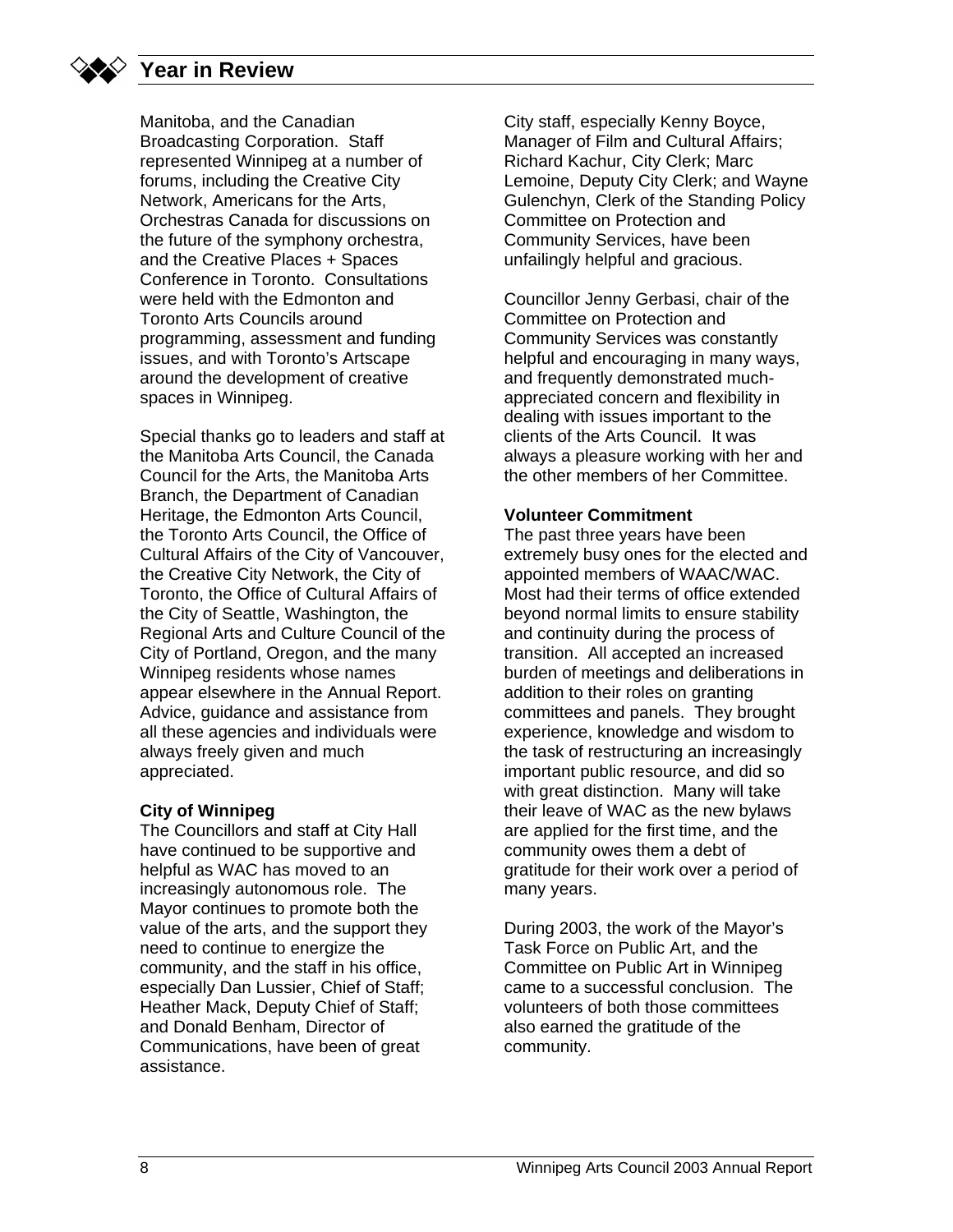## Year in Review

Manitoba, and the Canadian Broadcasting Corporation. Staff represented Winnipeg at a number of forums, including the Creative City Network, Americans for the Arts, Orchestras Canada for discussions on the future of the symphony orchestra, and the Creative Places + Spaces Conference in Toronto. Consultations were held with the Edmonton and Toronto Arts Councils around programming, assessment and funding issues, and with Toronto's Artscape around the development of creative spaces in Winnipeg.

Special thanks go to leaders and staff at the Manitoba Arts Council, the Canada Council for the Arts, the Manitoba Arts Branch, the Department of Canadian Heritage, the Edmonton Arts Council, the Toronto Arts Council, the Office of Cultural Affairs of the City of Vancouver, the Creative City Network, the City of Toronto, the Office of Cultural Affairs of the City of Seattle, Washington, the Regional Arts and Culture Council of the City of Portland, Oregon, and the many Winnipeg residents whose names appear elsewhere in the Annual Report. Advice, guidance and assistance from all these agencies and individuals were always freely given and much appreciated.

**City of Winnipeg**

The Councillors and staff at City Hall have continued to be supportive and helpful as WAC has moved to an increasingly autonomous role. The Mayor continues to promote both the value of the arts, and the support they need to continue to energize the community, and the staff in his office, especially Dan Lussier, Chief of Staff; Heather Mack, Deputy Chief of Staff; and Donald Benham, Director of Communications, have been of great assistance.

City staff, especially Kenny Boyce, Manager of Film and Cultural Affairs; Richard Kachur, City Clerk; Marc Lemoine, Deputy City Clerk; and Wayne Gulenchyn, Clerk of the Standing Policy Committee on Protection and Community Services, have been unfailingly helpful and gracious.

Councillor Jenny Gerbasi, chair of the Committee on Protection and Community Services was constantly helpful and encouraging in many ways, and frequently demonstrated much-appreciated concern and flexibility in dealing with issues important to the clients of the Arts Council. It was always a pleasure working with her and the other members of her Committee.

**Volunteer Commitment**

The past three years have been extremely busy ones for the elected and appointed members of WAAC/WAC. Most had their terms of office extended beyond normal limits to ensure stability and continuity during the process of transition. All accepted an increased burden of meetings and deliberations in addition to their roles on granting committees and panels. They brought experience, knowledge and wisdom to the task of restructuring an increasingly important public resource, and did so with great distinction. Many will take their leave of WAC as the new bylaws are applied for the first time, and the community owes them a debt of gratitude for their work over a period of many years.

During 2003, the work of the Mayor's Task Force on Public Art, and the Committee on Public Art in Winnipeg came to a successful conclusion. The volunteers of both those committees also earned the gratitude of the community.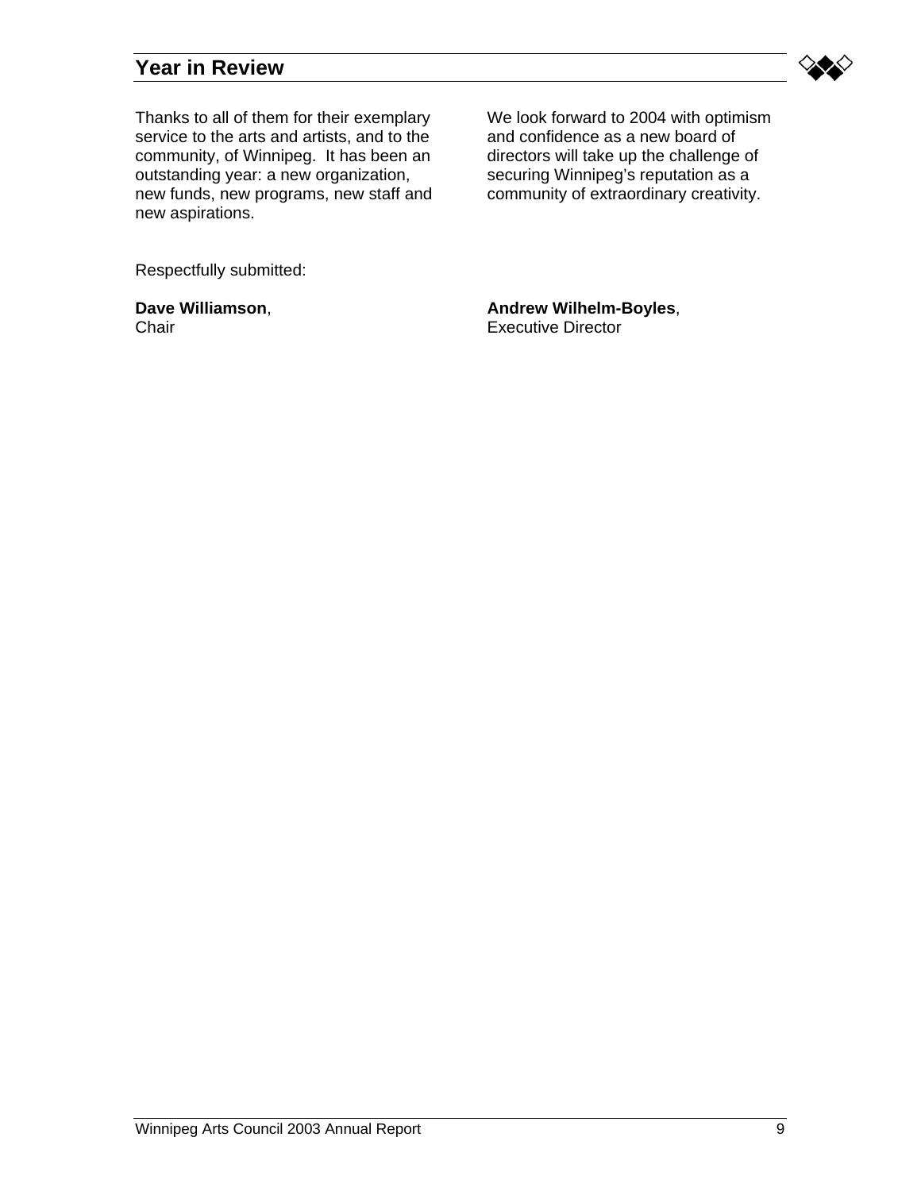## Year in Review

Thanks to all of them for their exemplary service to the arts and artists, and to the community, of Winnipeg.  It has been an outstanding year: a new organization, new funds, new programs, new staff and new aspirations.

We look forward to 2004 with optimism and confidence as a new board of directors will take up the challenge of securing Winnipeg's reputation as a community of extraordinary creativity.

Respectfully submitted:

**Dave Williamson**,
Chair

**Andrew Wilhelm-Boyles**,
Executive Director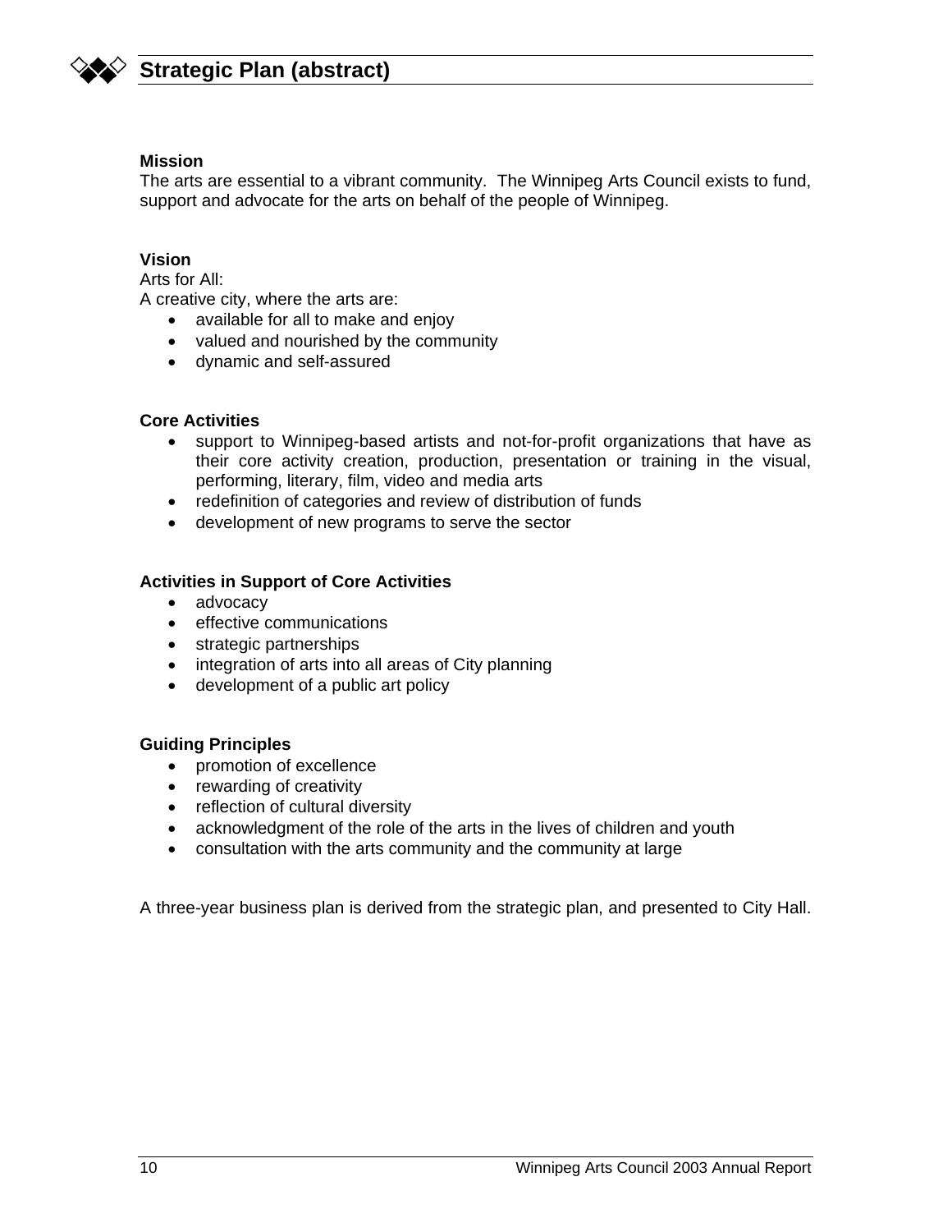# Strategic Plan (abstract)

**Mission**

The arts are essential to a vibrant community. The Winnipeg Arts Council exists to fund, support and advocate for the arts on behalf of the people of Winnipeg.

**Vision**

Arts for All:

A creative city, where the arts are:

- available for all to make and enjoy
- valued and nourished by the community
- dynamic and self-assured

**Core Activities**

- support to Winnipeg-based artists and not-for-profit organizations that have as their core activity creation, production, presentation or training in the visual, performing, literary, film, video and media arts
- redefinition of categories and review of distribution of funds
- development of new programs to serve the sector

**Activities in Support of Core Activities**

- advocacy
- effective communications
- strategic partnerships
- integration of arts into all areas of City planning
- development of a public art policy

**Guiding Principles**

- promotion of excellence
- rewarding of creativity
- reflection of cultural diversity
- acknowledgment of the role of the arts in the lives of children and youth
- consultation with the arts community and the community at large

A three-year business plan is derived from the strategic plan, and presented to City Hall.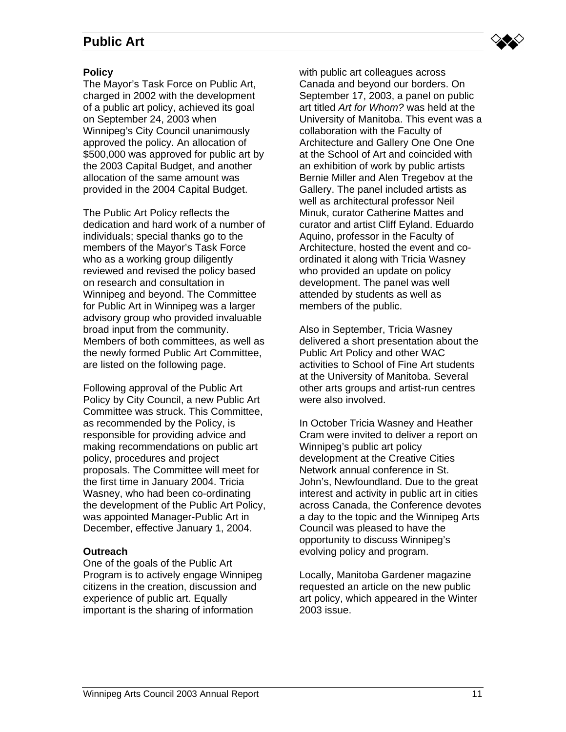# Public Art

### Policy

The Mayor's Task Force on Public Art, charged in 2002 with the development of a public art policy, achieved its goal on September 24, 2003 when Winnipeg's City Council unanimously approved the policy. An allocation of $500,000 was approved for public art by the 2003 Capital Budget, and another allocation of the same amount was provided in the 2004 Capital Budget.

The Public Art Policy reflects the dedication and hard work of a number of individuals; special thanks go to the members of the Mayor's Task Force who as a working group diligently reviewed and revised the policy based on research and consultation in Winnipeg and beyond. The Committee for Public Art in Winnipeg was a larger advisory group who provided invaluable broad input from the community. Members of both committees, as well as the newly formed Public Art Committee, are listed on the following page.

Following approval of the Public Art Policy by City Council, a new Public Art Committee was struck. This Committee, as recommended by the Policy, is responsible for providing advice and making recommendations on public art policy, procedures and project proposals. The Committee will meet for the first time in January 2004. Tricia Wasney, who had been co-ordinating the development of the Public Art Policy, was appointed Manager-Public Art in December, effective January 1, 2004.

### Outreach

One of the goals of the Public Art Program is to actively engage Winnipeg citizens in the creation, discussion and experience of public art. Equally important is the sharing of information with public art colleagues across Canada and beyond our borders. On September 17, 2003, a panel on public art titled *Art for Whom?* was held at the University of Manitoba. This event was a collaboration with the Faculty of Architecture and Gallery One One One at the School of Art and coincided with an exhibition of work by public artists Bernie Miller and Alen Tregebov at the Gallery. The panel included artists as well as architectural professor Neil Minuk, curator Catherine Mattes and curator and artist Cliff Eyland. Eduardo Aquino, professor in the Faculty of Architecture, hosted the event and co-ordinated it along with Tricia Wasney who provided an update on policy development. The panel was well attended by students as well as members of the public.

Also in September, Tricia Wasney delivered a short presentation about the Public Art Policy and other WAC activities to School of Fine Art students at the University of Manitoba. Several other arts groups and artist-run centres were also involved.

In October Tricia Wasney and Heather Cram were invited to deliver a report on Winnipeg's public art policy development at the Creative Cities Network annual conference in St. John's, Newfoundland. Due to the great interest and activity in public art in cities across Canada, the Conference devotes a day to the topic and the Winnipeg Arts Council was pleased to have the opportunity to discuss Winnipeg's evolving policy and program.

Locally, Manitoba Gardener magazine requested an article on the new public art policy, which appeared in the Winter 2003 issue.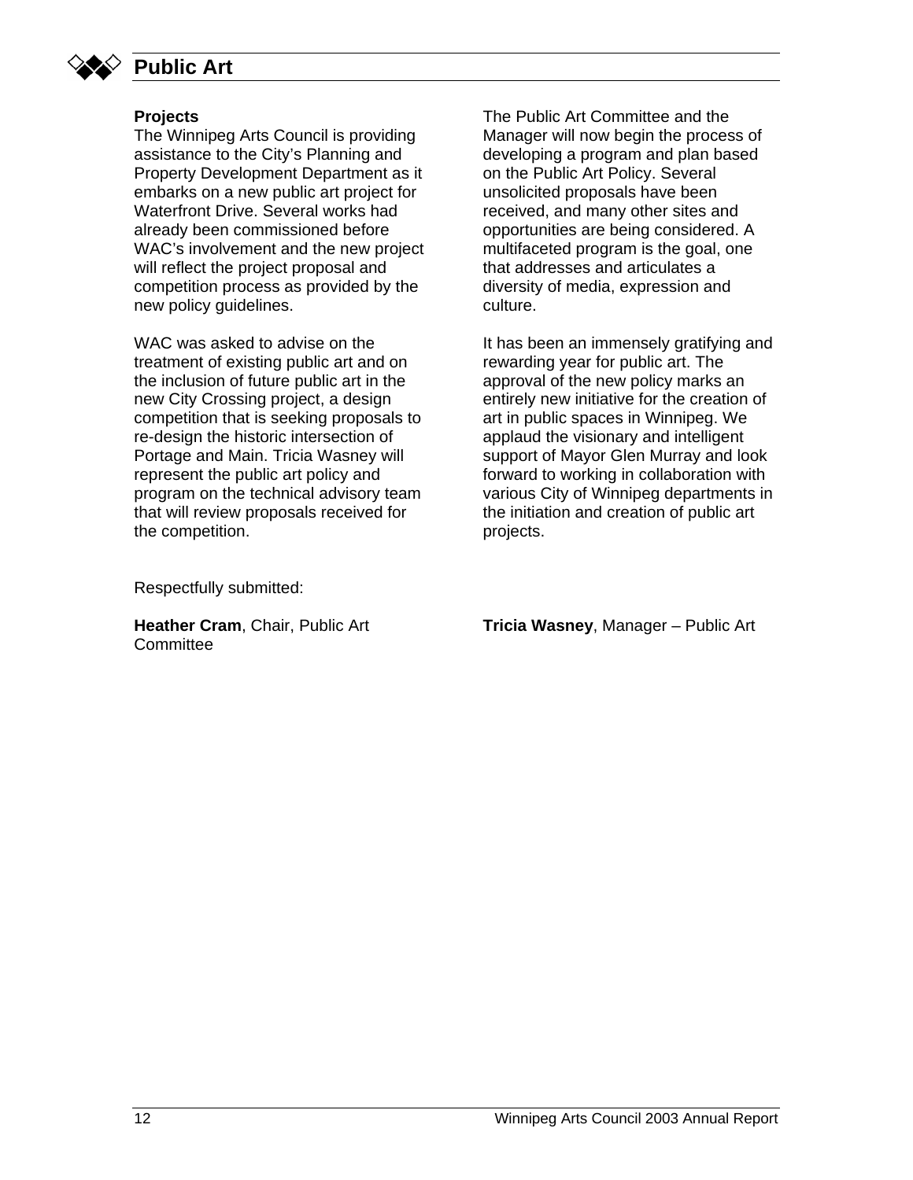# Public Art

### Projects

The Winnipeg Arts Council is providing assistance to the City's Planning and Property Development Department as it embarks on a new public art project for Waterfront Drive. Several works had already been commissioned before WAC's involvement and the new project will reflect the project proposal and competition process as provided by the new policy guidelines.

WAC was asked to advise on the treatment of existing public art and on the inclusion of future public art in the new City Crossing project, a design competition that is seeking proposals to re-design the historic intersection of Portage and Main. Tricia Wasney will represent the public art policy and program on the technical advisory team that will review proposals received for the competition.

The Public Art Committee and the Manager will now begin the process of developing a program and plan based on the Public Art Policy. Several unsolicited proposals have been received, and many other sites and opportunities are being considered. A multifaceted program is the goal, one that addresses and articulates a diversity of media, expression and culture.

It has been an immensely gratifying and rewarding year for public art. The approval of the new policy marks an entirely new initiative for the creation of art in public spaces in Winnipeg. We applaud the visionary and intelligent support of Mayor Glen Murray and look forward to working in collaboration with various City of Winnipeg departments in the initiation and creation of public art projects.

Respectfully submitted:

**Heather Cram**, Chair, Public Art Committee

**Tricia Wasney**, Manager – Public Art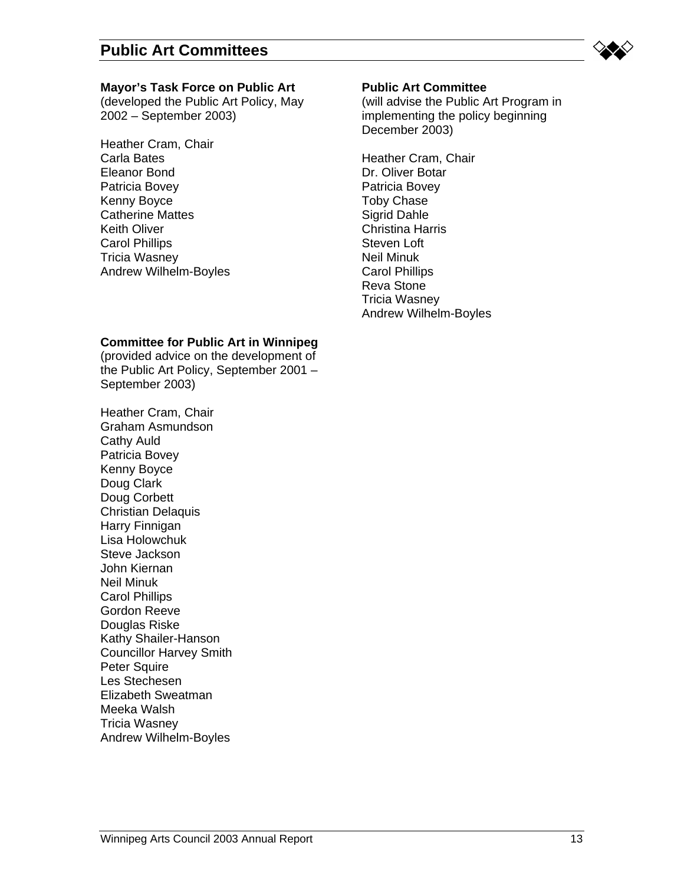# Public Art Committees

**Mayor's Task Force on Public Art**
(developed the Public Art Policy, May 2002 – September 2003)

Heather Cram, Chair
Carla Bates
Eleanor Bond
Patricia Bovey
Kenny Boyce
Catherine Mattes
Keith Oliver
Carol Phillips
Tricia Wasney
Andrew Wilhelm-Boyles

**Committee for Public Art in Winnipeg**
(provided advice on the development of the Public Art Policy, September 2001 – September 2003)

Heather Cram, Chair
Graham Asmundson
Cathy Auld
Patricia Bovey
Kenny Boyce
Doug Clark
Doug Corbett
Christian Delaquis
Harry Finnigan
Lisa Holowchuk
Steve Jackson
John Kiernan
Neil Minuk
Carol Phillips
Gordon Reeve
Douglas Riske
Kathy Shailer-Hanson
Councillor Harvey Smith
Peter Squire
Les Stechesen
Elizabeth Sweatman
Meeka Walsh
Tricia Wasney
Andrew Wilhelm-Boyles

**Public Art Committee**
(will advise the Public Art Program in implementing the policy beginning December 2003)

Heather Cram, Chair
Dr. Oliver Botar
Patricia Bovey
Toby Chase
Sigrid Dahle
Christina Harris
Steven Loft
Neil Minuk
Carol Phillips
Reva Stone
Tricia Wasney
Andrew Wilhelm-Boyles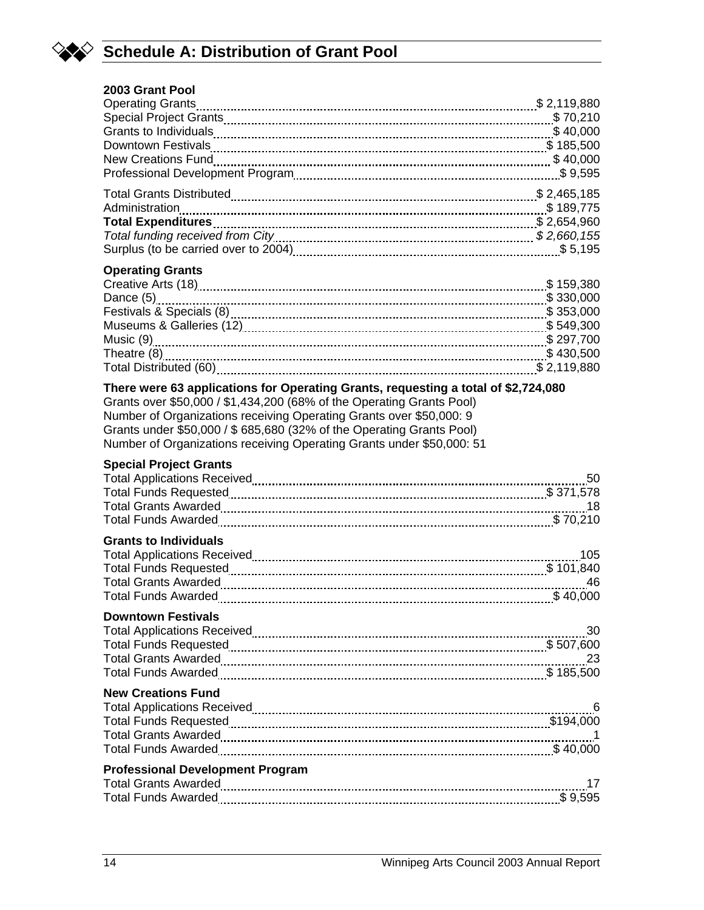# Schedule A: Distribution of Grant Pool

### 2003 Grant Pool

| | |
|---|---|
| Operating Grants | $ 2,119,880 |
| Special Project Grants | $ 70,210 |
| Grants to Individuals | $ 40,000 |
| Downtown Festivals | $ 185,500 |
| New Creations Fund | $ 40,000 |
| Professional Development Program | $ 9,595 |
| Total Grants Distributed | $ 2,465,185 |
| Administration | $ 189,775 |
| **Total Expenditures** | $ 2,654,960 |
| *Total funding received from City* | *$ 2,660,155* |
| Surplus (to be carried over to 2004) | $ 5,195 |

### Operating Grants

| | |
|---|---|
| Creative Arts (18) | $ 159,380 |
| Dance (5) | $ 330,000 |
| Festivals & Specials (8) | $ 353,000 |
| Museums & Galleries (12) | $ 549,300 |
| Music (9) | $ 297,700 |
| Theatre (8) | $ 430,500 |
| Total Distributed (60) | $ 2,119,880 |

**There were 63 applications for Operating Grants, requesting a total of $2,724,080**

Grants over $50,000 / $1,434,200 (68% of the Operating Grants Pool)
Number of Organizations receiving Operating Grants over $50,000: 9
Grants under $50,000 / $ 685,680 (32% of the Operating Grants Pool)
Number of Organizations receiving Operating Grants under $50,000: 51

### Special Project Grants

| | |
|---|---|
| Total Applications Received | 50 |
| Total Funds Requested | $ 371,578 |
| Total Grants Awarded | 18 |
| Total Funds Awarded | $ 70,210 |

### Grants to Individuals

| | |
|---|---|
| Total Applications Received | 105 |
| Total Funds Requested | $ 101,840 |
| Total Grants Awarded | 46 |
| Total Funds Awarded | $ 40,000 |

### Downtown Festivals

| | |
|---|---|
| Total Applications Received | 30 |
| Total Funds Requested | $ 507,600 |
| Total Grants Awarded | 23 |
| Total Funds Awarded | $ 185,500 |

### New Creations Fund

| | |
|---|---|
| Total Applications Received | 6 |
| Total Funds Requested | $194,000 |
| Total Grants Awarded | 1 |
| Total Funds Awarded | $ 40,000 |

### Professional Development Program

| | |
|---|---|
| Total Grants Awarded | 17 |
| Total Funds Awarded | $ 9,595 |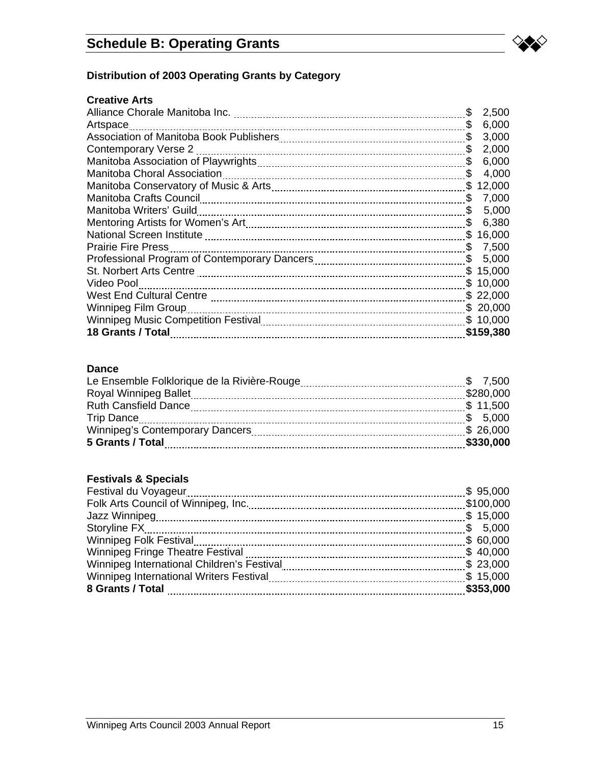# Schedule B: Operating Grants

### Distribution of 2003 Operating Grants by Category

**Creative Arts**

| Organization | Amount |
|---|---|
| Alliance Chorale Manitoba Inc. | $ 2,500 |
| Artspace | $ 6,000 |
| Association of Manitoba Book Publishers | $ 3,000 |
| Contemporary Verse 2 | $ 2,000 |
| Manitoba Association of Playwrights | $ 6,000 |
| Manitoba Choral Association | $ 4,000 |
| Manitoba Conservatory of Music & Arts | $ 12,000 |
| Manitoba Crafts Council | $ 7,000 |
| Manitoba Writers' Guild | $ 5,000 |
| Mentoring Artists for Women's Art | $ 6,380 |
| National Screen Institute | $ 16,000 |
| Prairie Fire Press | $ 7,500 |
| Professional Program of Contemporary Dancers | $ 5,000 |
| St. Norbert Arts Centre | $ 15,000 |
| Video Pool | $ 10,000 |
| West End Cultural Centre | $ 22,000 |
| Winnipeg Film Group | $ 20,000 |
| Winnipeg Music Competition Festival | $ 10,000 |
| **18 Grants / Total** | **$159,380** |

**Dance**

| Organization | Amount |
|---|---|
| Le Ensemble Folklorique de la Rivière-Rouge | $ 7,500 |
| Royal Winnipeg Ballet | $280,000 |
| Ruth Cansfield Dance | $ 11,500 |
| Trip Dance | $ 5,000 |
| Winnipeg's Contemporary Dancers | $ 26,000 |
| **5 Grants / Total** | **$330,000** |

**Festivals & Specials**

| Organization | Amount |
|---|---|
| Festival du Voyageur | $ 95,000 |
| Folk Arts Council of Winnipeg, Inc. | $100,000 |
| Jazz Winnipeg | $ 15,000 |
| Storyline FX | $ 5,000 |
| Winnipeg Folk Festival | $ 60,000 |
| Winnipeg Fringe Theatre Festival | $ 40,000 |
| Winnipeg International Children's Festival | $ 23,000 |
| Winnipeg International Writers Festival | $ 15,000 |
| **8 Grants / Total** | **$353,000** |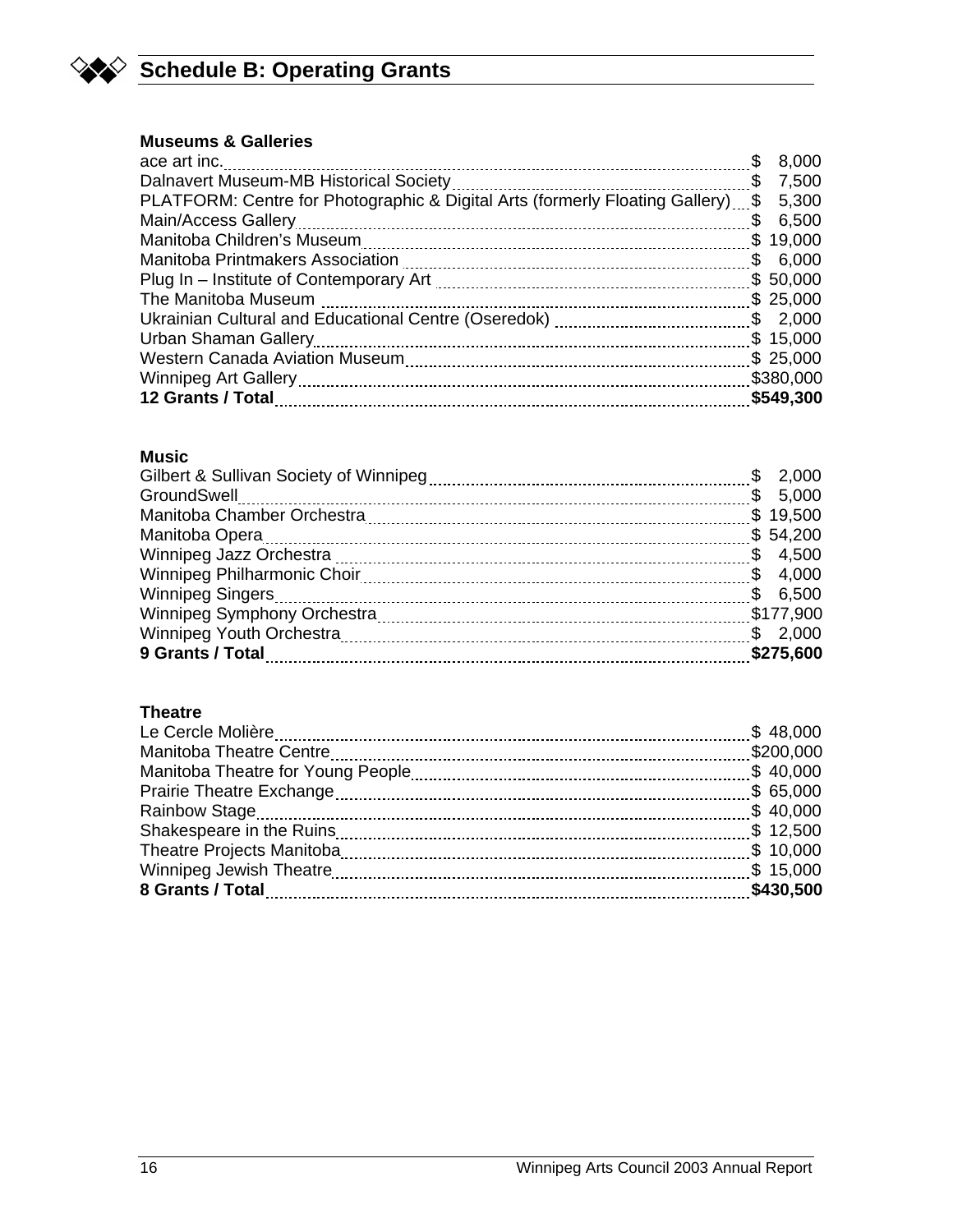## Schedule B: Operating Grants

### Museums & Galleries

| Organization | Amount |
|---|---|
| ace art inc. | $ 8,000 |
| Dalnavert Museum-MB Historical Society | $ 7,500 |
| PLATFORM: Centre for Photographic & Digital Arts (formerly Floating Gallery) | $ 5,300 |
| Main/Access Gallery | $ 6,500 |
| Manitoba Children's Museum | $ 19,000 |
| Manitoba Printmakers Association | $ 6,000 |
| Plug In – Institute of Contemporary Art | $ 50,000 |
| The Manitoba Museum | $ 25,000 |
| Ukrainian Cultural and Educational Centre (Oseredok) | $ 2,000 |
| Urban Shaman Gallery | $ 15,000 |
| Western Canada Aviation Museum | $ 25,000 |
| Winnipeg Art Gallery | $380,000 |
| **12 Grants / Total** | **$549,300** |

### Music

| Organization | Amount |
|---|---|
| Gilbert & Sullivan Society of Winnipeg | $ 2,000 |
| GroundSwell | $ 5,000 |
| Manitoba Chamber Orchestra | $ 19,500 |
| Manitoba Opera | $ 54,200 |
| Winnipeg Jazz Orchestra | $ 4,500 |
| Winnipeg Philharmonic Choir | $ 4,000 |
| Winnipeg Singers | $ 6,500 |
| Winnipeg Symphony Orchestra | $177,900 |
| Winnipeg Youth Orchestra | $ 2,000 |
| **9 Grants / Total** | **$275,600** |

### Theatre

| Organization | Amount |
|---|---|
| Le Cercle Molière | $ 48,000 |
| Manitoba Theatre Centre | $200,000 |
| Manitoba Theatre for Young People | $ 40,000 |
| Prairie Theatre Exchange | $ 65,000 |
| Rainbow Stage | $ 40,000 |
| Shakespeare in the Ruins | $ 12,500 |
| Theatre Projects Manitoba | $ 10,000 |
| Winnipeg Jewish Theatre | $ 15,000 |
| **8 Grants / Total** | **$430,500** |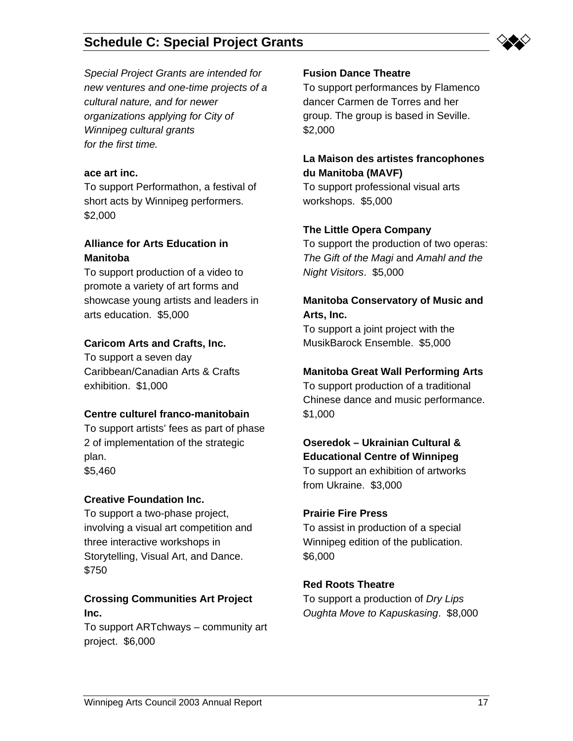# Schedule C: Special Project Grants

*Special Project Grants are intended for new ventures and one-time projects of a cultural nature, and for newer organizations applying for City of Winnipeg cultural grants for the first time.*

**ace art inc.**
To support Performathon, a festival of short acts by Winnipeg performers. $2,000

**Alliance for Arts Education in Manitoba**
To support production of a video to promote a variety of art forms and showcase young artists and leaders in arts education. $5,000

**Caricom Arts and Crafts, Inc.**
To support a seven day Caribbean/Canadian Arts & Crafts exhibition. $1,000

**Centre culturel franco-manitobain**
To support artists' fees as part of phase 2 of implementation of the strategic plan.
$5,460

**Creative Foundation Inc.**
To support a two-phase project, involving a visual art competition and three interactive workshops in Storytelling, Visual Art, and Dance.
$750

**Crossing Communities Art Project Inc.**
To support ARTchways – community art project. $6,000

**Fusion Dance Theatre**
To support performances by Flamenco dancer Carmen de Torres and her group. The group is based in Seville.
$2,000

**La Maison des artistes francophones du Manitoba (MAVF)**
To support professional visual arts workshops. $5,000

**The Little Opera Company**
To support the production of two operas: *The Gift of the Magi* and *Amahl and the Night Visitors*. $5,000

**Manitoba Conservatory of Music and Arts, Inc.**
To support a joint project with the MusikBarock Ensemble. $5,000

**Manitoba Great Wall Performing Arts**
To support production of a traditional Chinese dance and music performance.
$1,000

**Oseredok – Ukrainian Cultural & Educational Centre of Winnipeg**
To support an exhibition of artworks from Ukraine. $3,000

**Prairie Fire Press**
To assist in production of a special Winnipeg edition of the publication.
$6,000

**Red Roots Theatre**
To support a production of *Dry Lips Oughta Move to Kapuskasing*. $8,000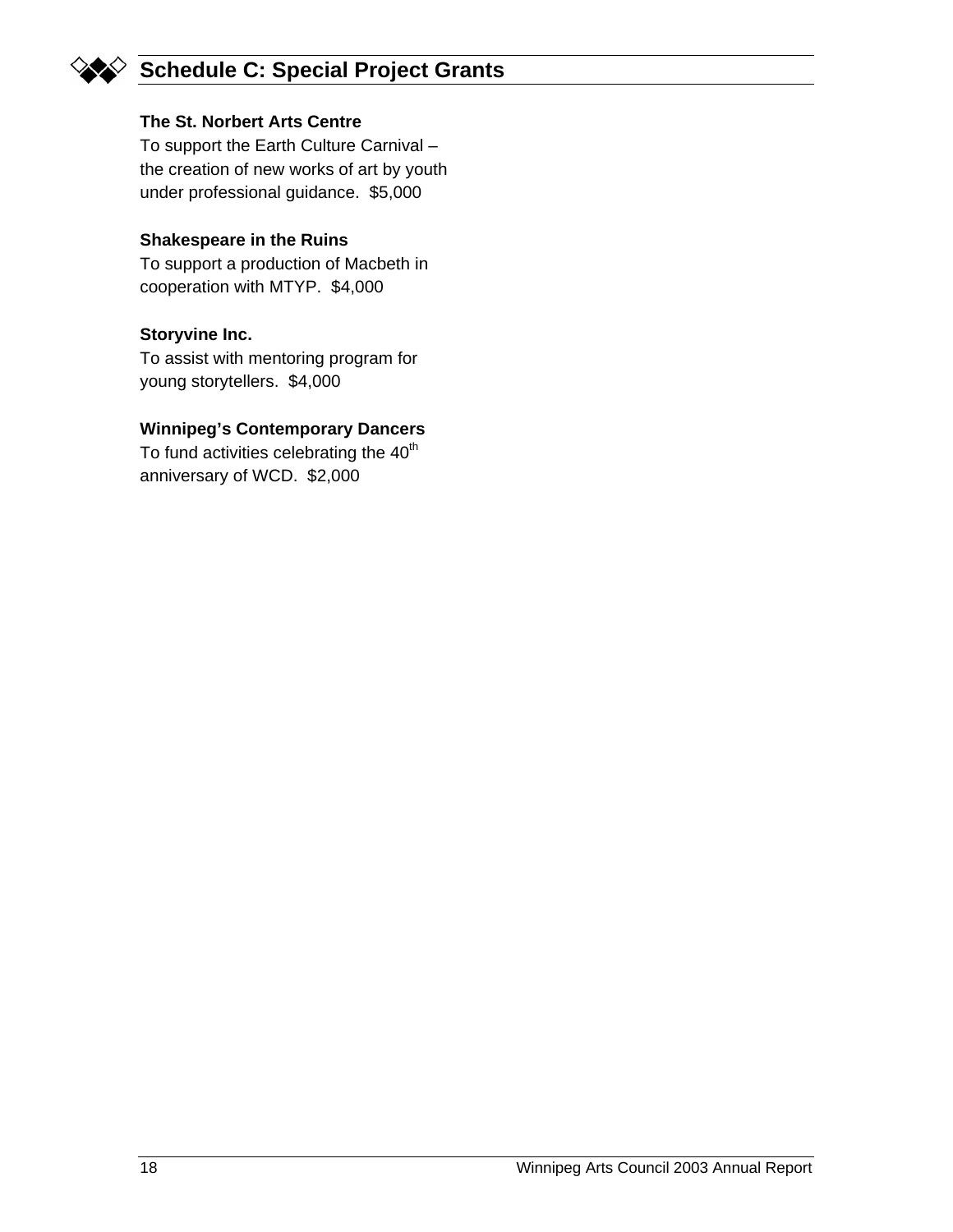## Schedule C: Special Project Grants

**The St. Norbert Arts Centre**
To support the Earth Culture Carnival – the creation of new works of art by youth under professional guidance. $5,000

**Shakespeare in the Ruins**
To support a production of Macbeth in cooperation with MTYP. $4,000

**Storyvine Inc.**
To assist with mentoring program for young storytellers. $4,000

**Winnipeg's Contemporary Dancers**
To fund activities celebrating the 40th anniversary of WCD. $2,000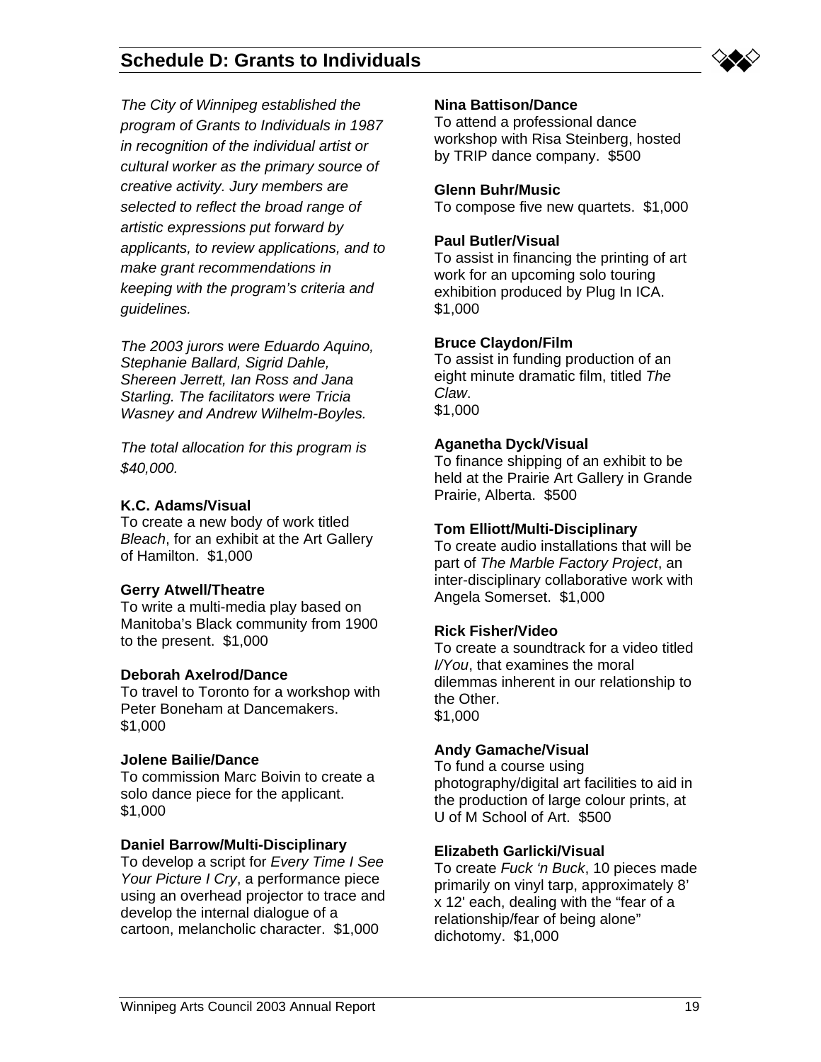## Schedule D: Grants to Individuals

*The City of Winnipeg established the program of Grants to Individuals in 1987 in recognition of the individual artist or cultural worker as the primary source of creative activity. Jury members are selected to reflect the broad range of artistic expressions put forward by applicants, to review applications, and to make grant recommendations in keeping with the program's criteria and guidelines.*

*The 2003 jurors were Eduardo Aquino, Stephanie Ballard, Sigrid Dahle, Shereen Jerrett, Ian Ross and Jana Starling. The facilitators were Tricia Wasney and Andrew Wilhelm-Boyles.*

*The total allocation for this program is $40,000.*

**K.C. Adams/Visual**
To create a new body of work titled *Bleach*, for an exhibit at the Art Gallery of Hamilton. $1,000

**Gerry Atwell/Theatre**
To write a multi-media play based on Manitoba's Black community from 1900 to the present. $1,000

**Deborah Axelrod/Dance**
To travel to Toronto for a workshop with Peter Boneham at Dancemakers. $1,000

**Jolene Bailie/Dance**
To commission Marc Boivin to create a solo dance piece for the applicant. $1,000

**Daniel Barrow/Multi-Disciplinary**
To develop a script for *Every Time I See Your Picture I Cry*, a performance piece using an overhead projector to trace and develop the internal dialogue of a cartoon, melancholic character. $1,000

**Nina Battison/Dance**
To attend a professional dance workshop with Risa Steinberg, hosted by TRIP dance company. $500

**Glenn Buhr/Music**
To compose five new quartets. $1,000

**Paul Butler/Visual**
To assist in financing the printing of art work for an upcoming solo touring exhibition produced by Plug In ICA. $1,000

**Bruce Claydon/Film**
To assist in funding production of an eight minute dramatic film, titled *The Claw*.
$1,000

**Aganetha Dyck/Visual**
To finance shipping of an exhibit to be held at the Prairie Art Gallery in Grande Prairie, Alberta. $500

**Tom Elliott/Multi-Disciplinary**
To create audio installations that will be part of *The Marble Factory Project*, an inter-disciplinary collaborative work with Angela Somerset. $1,000

**Rick Fisher/Video**
To create a soundtrack for a video titled *I/You*, that examines the moral dilemmas inherent in our relationship to the Other.
$1,000

**Andy Gamache/Visual**
To fund a course using photography/digital art facilities to aid in the production of large colour prints, at U of M School of Art. $500

**Elizabeth Garlicki/Visual**
To create *Fuck 'n Buck*, 10 pieces made primarily on vinyl tarp, approximately 8' x 12' each, dealing with the "fear of a relationship/fear of being alone" dichotomy. $1,000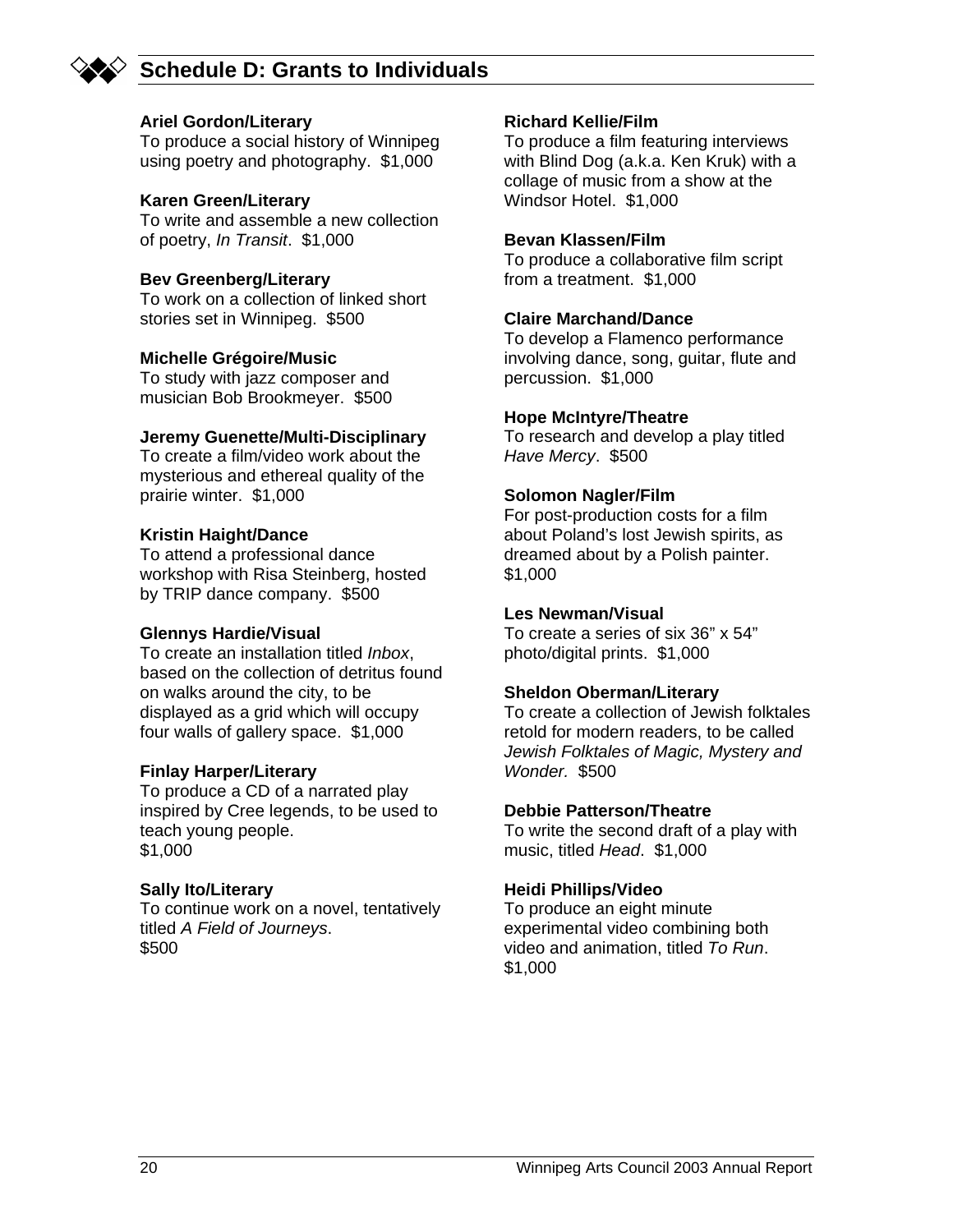## Schedule D: Grants to Individuals

**Ariel Gordon/Literary**
To produce a social history of Winnipeg using poetry and photography. $1,000

**Karen Green/Literary**
To write and assemble a new collection of poetry, *In Transit*. $1,000

**Bev Greenberg/Literary**
To work on a collection of linked short stories set in Winnipeg. $500

**Michelle Grégoire/Music**
To study with jazz composer and musician Bob Brookmeyer. $500

**Jeremy Guenette/Multi-Disciplinary**
To create a film/video work about the mysterious and ethereal quality of the prairie winter. $1,000

**Kristin Haight/Dance**
To attend a professional dance workshop with Risa Steinberg, hosted by TRIP dance company. $500

**Glennys Hardie/Visual**
To create an installation titled *Inbox*, based on the collection of detritus found on walks around the city, to be displayed as a grid which will occupy four walls of gallery space. $1,000

**Finlay Harper/Literary**
To produce a CD of a narrated play inspired by Cree legends, to be used to teach young people.
$1,000

**Sally Ito/Literary**
To continue work on a novel, tentatively titled *A Field of Journeys*.
$500

**Richard Kellie/Film**
To produce a film featuring interviews with Blind Dog (a.k.a. Ken Kruk) with a collage of music from a show at the Windsor Hotel. $1,000

**Bevan Klassen/Film**
To produce a collaborative film script from a treatment. $1,000

**Claire Marchand/Dance**
To develop a Flamenco performance involving dance, song, guitar, flute and percussion. $1,000

**Hope McIntyre/Theatre**
To research and develop a play titled *Have Mercy*. $500

**Solomon Nagler/Film**
For post-production costs for a film about Poland's lost Jewish spirits, as dreamed about by a Polish painter.
$1,000

**Les Newman/Visual**
To create a series of six 36" x 54" photo/digital prints. $1,000

**Sheldon Oberman/Literary**
To create a collection of Jewish folktales retold for modern readers, to be called *Jewish Folktales of Magic, Mystery and Wonder.* $500

**Debbie Patterson/Theatre**
To write the second draft of a play with music, titled *Head*. $1,000

**Heidi Phillips/Video**
To produce an eight minute experimental video combining both video and animation, titled *To Run*.
$1,000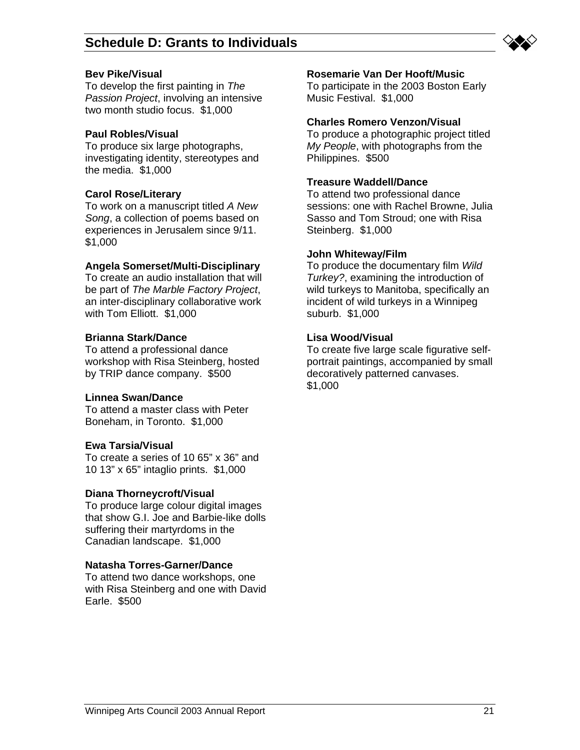## Schedule D: Grants to Individuals

**Bev Pike/Visual**
To develop the first painting in *The Passion Project*, involving an intensive two month studio focus. $1,000

**Paul Robles/Visual**
To produce six large photographs, investigating identity, stereotypes and the media. $1,000

**Carol Rose/Literary**
To work on a manuscript titled *A New Song*, a collection of poems based on experiences in Jerusalem since 9/11. $1,000

**Angela Somerset/Multi-Disciplinary**
To create an audio installation that will be part of *The Marble Factory Project*, an inter-disciplinary collaborative work with Tom Elliott. $1,000

**Brianna Stark/Dance**
To attend a professional dance workshop with Risa Steinberg, hosted by TRIP dance company. $500

**Linnea Swan/Dance**
To attend a master class with Peter Boneham, in Toronto. $1,000

**Ewa Tarsia/Visual**
To create a series of 10 65" x 36" and 10 13" x 65" intaglio prints. $1,000

**Diana Thorneycroft/Visual**
To produce large colour digital images that show G.I. Joe and Barbie-like dolls suffering their martyrdoms in the Canadian landscape. $1,000

**Natasha Torres-Garner/Dance**
To attend two dance workshops, one with Risa Steinberg and one with David Earle. $500

**Rosemarie Van Der Hooft/Music**
To participate in the 2003 Boston Early Music Festival. $1,000

**Charles Romero Venzon/Visual**
To produce a photographic project titled *My People*, with photographs from the Philippines. $500

**Treasure Waddell/Dance**
To attend two professional dance sessions: one with Rachel Browne, Julia Sasso and Tom Stroud; one with Risa Steinberg. $1,000

**John Whiteway/Film**
To produce the documentary film *Wild Turkey?*, examining the introduction of wild turkeys to Manitoba, specifically an incident of wild turkeys in a Winnipeg suburb. $1,000

**Lisa Wood/Visual**
To create five large scale figurative self-portrait paintings, accompanied by small decoratively patterned canvases. $1,000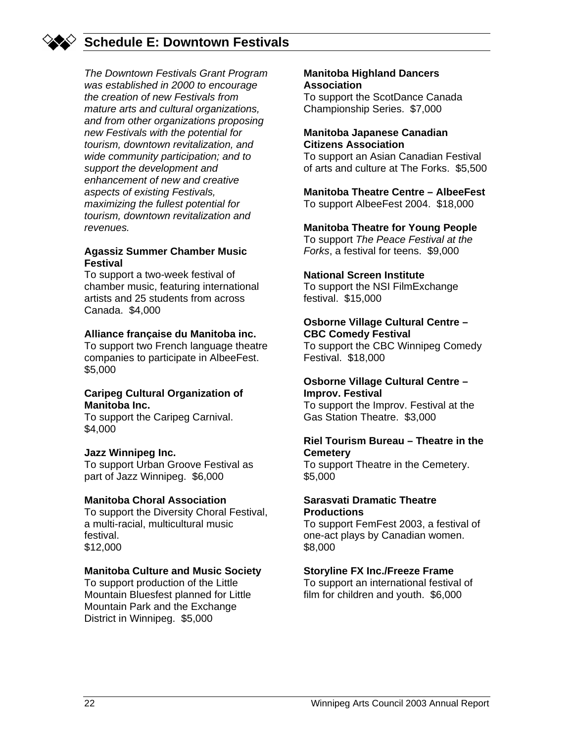## Schedule E: Downtown Festivals

*The Downtown Festivals Grant Program was established in 2000 to encourage the creation of new Festivals from mature arts and cultural organizations, and from other organizations proposing new Festivals with the potential for tourism, downtown revitalization, and wide community participation; and to support the development and enhancement of new and creative aspects of existing Festivals, maximizing the fullest potential for tourism, downtown revitalization and revenues.*

**Agassiz Summer Chamber Music Festival**
To support a two-week festival of chamber music, featuring international artists and 25 students from across Canada. $4,000

**Alliance française du Manitoba inc.**
To support two French language theatre companies to participate in AlbeeFest. $5,000

**Caripeg Cultural Organization of Manitoba Inc.**
To support the Caripeg Carnival. $4,000

**Jazz Winnipeg Inc.**
To support Urban Groove Festival as part of Jazz Winnipeg. $6,000

**Manitoba Choral Association**
To support the Diversity Choral Festival, a multi-racial, multicultural music festival.
$12,000

**Manitoba Culture and Music Society**
To support production of the Little Mountain Bluesfest planned for Little Mountain Park and the Exchange District in Winnipeg. $5,000

**Manitoba Highland Dancers Association**
To support the ScotDance Canada Championship Series. $7,000

**Manitoba Japanese Canadian Citizens Association**
To support an Asian Canadian Festival of arts and culture at The Forks. $5,500

**Manitoba Theatre Centre – AlbeeFest**
To support AlbeeFest 2004. $18,000

**Manitoba Theatre for Young People**
To support *The Peace Festival at the Forks*, a festival for teens. $9,000

**National Screen Institute**
To support the NSI FilmExchange festival. $15,000

**Osborne Village Cultural Centre – CBC Comedy Festival**
To support the CBC Winnipeg Comedy Festival. $18,000

**Osborne Village Cultural Centre – Improv. Festival**
To support the Improv. Festival at the Gas Station Theatre. $3,000

**Riel Tourism Bureau – Theatre in the Cemetery**
To support Theatre in the Cemetery. $5,000

**Sarasvati Dramatic Theatre Productions**
To support FemFest 2003, a festival of one-act plays by Canadian women. $8,000

**Storyline FX Inc./Freeze Frame**
To support an international festival of film for children and youth. $6,000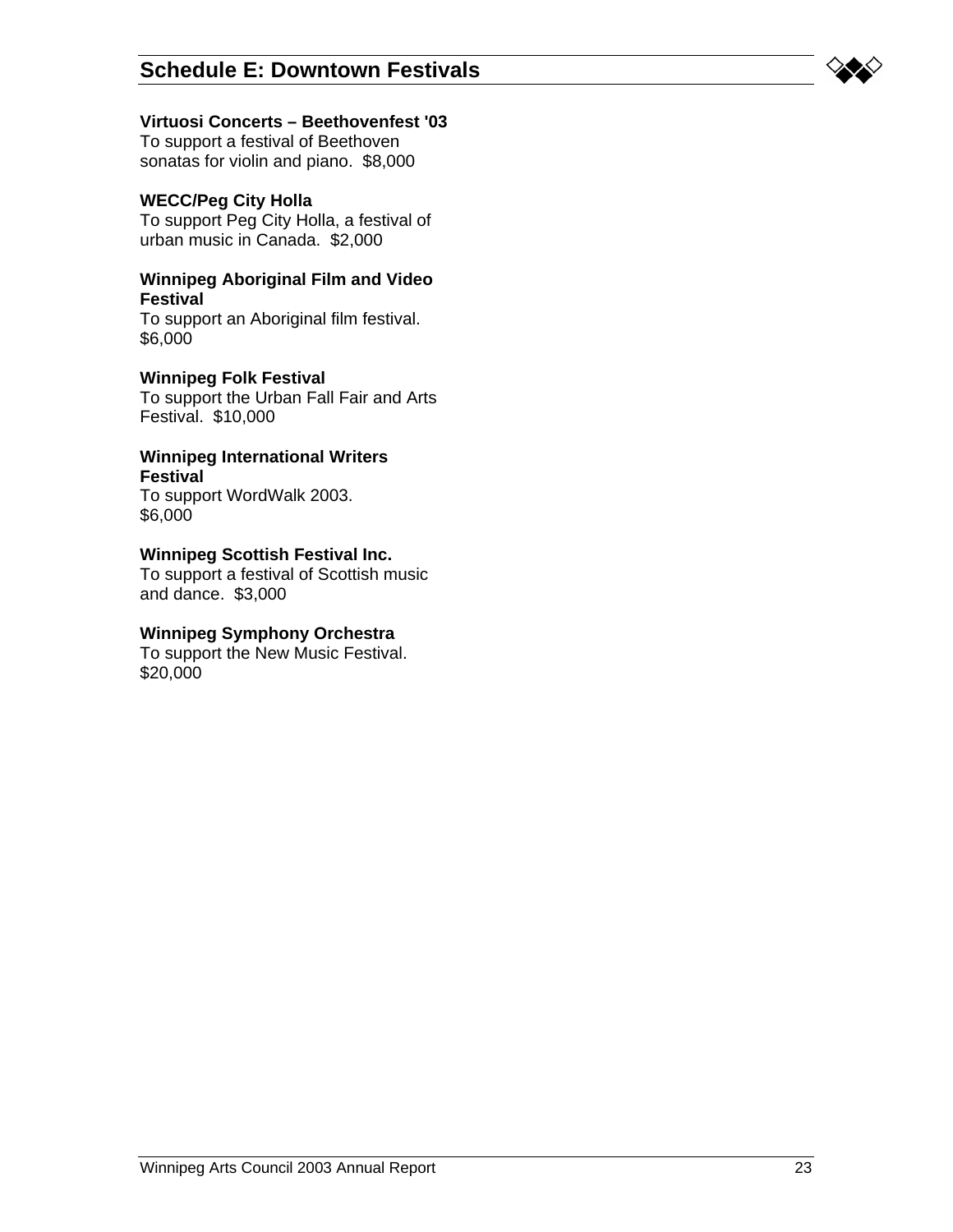## Schedule E: Downtown Festivals

**Virtuosi Concerts – Beethovenfest '03**
To support a festival of Beethoven sonatas for violin and piano. $8,000

**WECC/Peg City Holla**
To support Peg City Holla, a festival of urban music in Canada. $2,000

**Winnipeg Aboriginal Film and Video Festival**
To support an Aboriginal film festival. $6,000

**Winnipeg Folk Festival**
To support the Urban Fall Fair and Arts Festival. $10,000

**Winnipeg International Writers Festival**
To support WordWalk 2003. $6,000

**Winnipeg Scottish Festival Inc.**
To support a festival of Scottish music and dance. $3,000

**Winnipeg Symphony Orchestra**
To support the New Music Festival. $20,000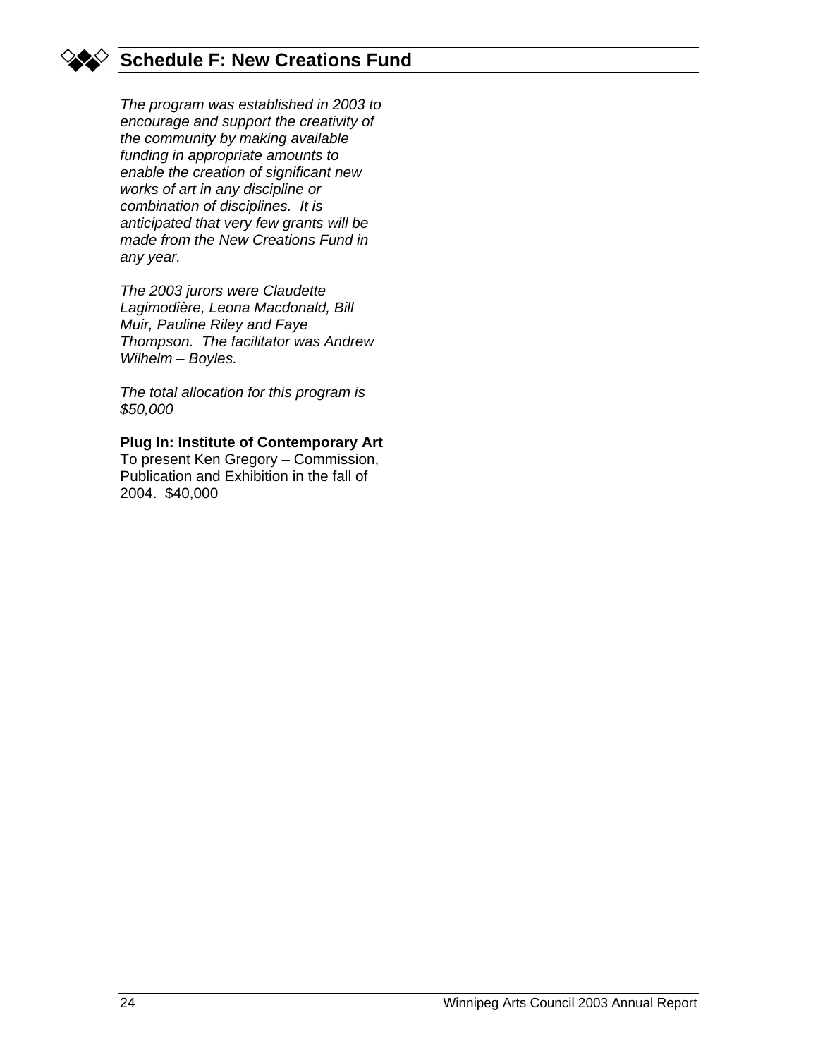## Schedule F: New Creations Fund

*The program was established in 2003 to encourage and support the creativity of the community by making available funding in appropriate amounts to enable the creation of significant new works of art in any discipline or combination of disciplines. It is anticipated that very few grants will be made from the New Creations Fund in any year.*

*The 2003 jurors were Claudette Lagimodière, Leona Macdonald, Bill Muir, Pauline Riley and Faye Thompson. The facilitator was Andrew Wilhelm – Boyles.*

*The total allocation for this program is $50,000*

**Plug In: Institute of Contemporary Art**
To present Ken Gregory – Commission, Publication and Exhibition in the fall of 2004. $40,000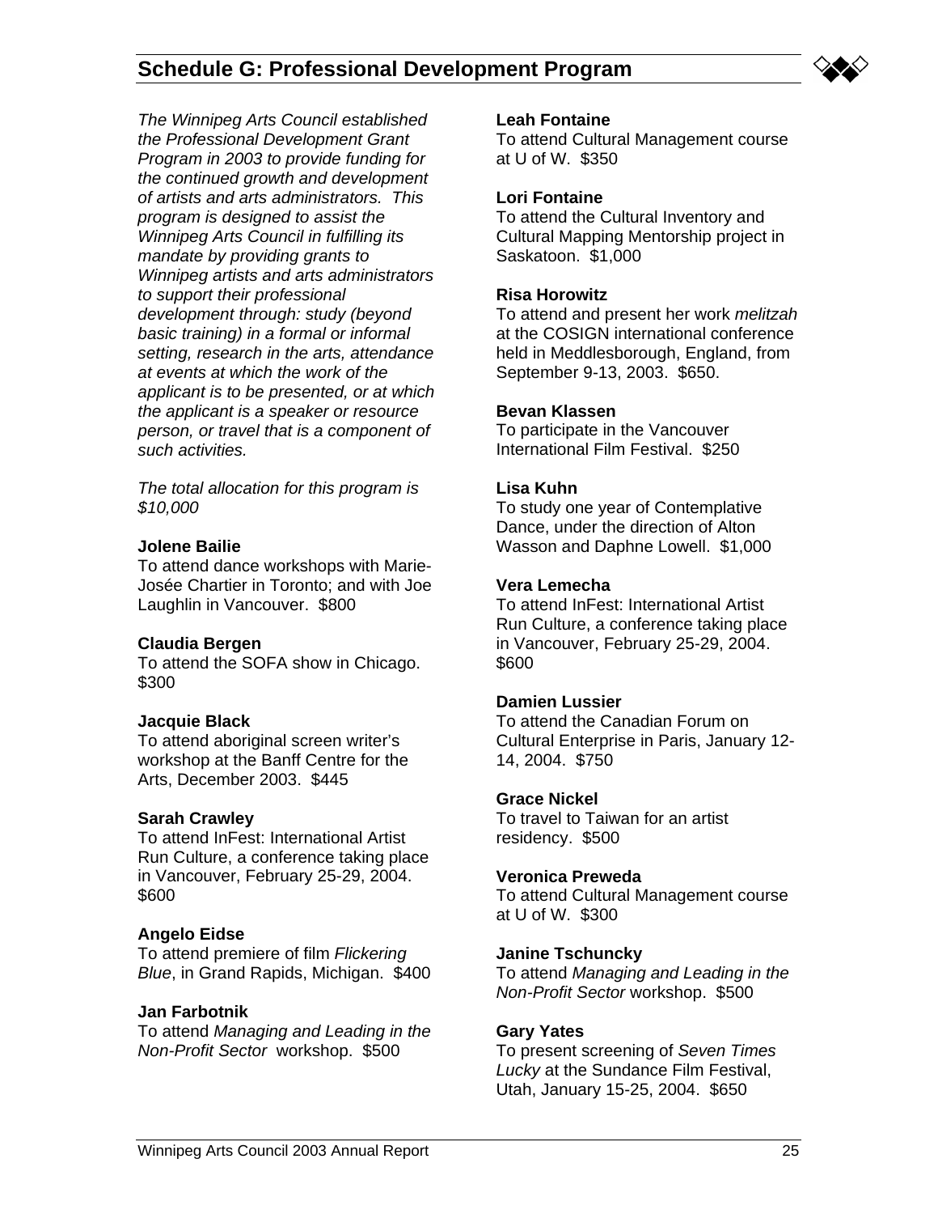## Schedule G: Professional Development Program

*The Winnipeg Arts Council established the Professional Development Grant Program in 2003 to provide funding for the continued growth and development of artists and arts administrators. This program is designed to assist the Winnipeg Arts Council in fulfilling its mandate by providing grants to Winnipeg artists and arts administrators to support their professional development through: study (beyond basic training) in a formal or informal setting, research in the arts, attendance at events at which the work of the applicant is to be presented, or at which the applicant is a speaker or resource person, or travel that is a component of such activities.*

*The total allocation for this program is $10,000*

**Jolene Bailie**
To attend dance workshops with Marie-Josée Chartier in Toronto; and with Joe Laughlin in Vancouver. $800

**Claudia Bergen**
To attend the SOFA show in Chicago. $300

**Jacquie Black**
To attend aboriginal screen writer's workshop at the Banff Centre for the Arts, December 2003. $445

**Sarah Crawley**
To attend InFest: International Artist Run Culture, a conference taking place in Vancouver, February 25-29, 2004. $600

**Angelo Eidse**
To attend premiere of film *Flickering Blue*, in Grand Rapids, Michigan. $400

**Jan Farbotnik**
To attend *Managing and Leading in the Non-Profit Sector* workshop. $500

**Leah Fontaine**
To attend Cultural Management course at U of W. $350

**Lori Fontaine**
To attend the Cultural Inventory and Cultural Mapping Mentorship project in Saskatoon. $1,000

**Risa Horowitz**
To attend and present her work *melitzah* at the COSIGN international conference held in Meddlesborough, England, from September 9-13, 2003. $650.

**Bevan Klassen**
To participate in the Vancouver International Film Festival. $250

**Lisa Kuhn**
To study one year of Contemplative Dance, under the direction of Alton Wasson and Daphne Lowell. $1,000

**Vera Lemecha**
To attend InFest: International Artist Run Culture, a conference taking place in Vancouver, February 25-29, 2004. $600

**Damien Lussier**
To attend the Canadian Forum on Cultural Enterprise in Paris, January 12-14, 2004. $750

**Grace Nickel**
To travel to Taiwan for an artist residency. $500

**Veronica Preweda**
To attend Cultural Management course at U of W. $300

**Janine Tschuncky**
To attend *Managing and Leading in the Non-Profit Sector* workshop. $500

**Gary Yates**
To present screening of *Seven Times Lucky* at the Sundance Film Festival, Utah, January 15-25, 2004. $650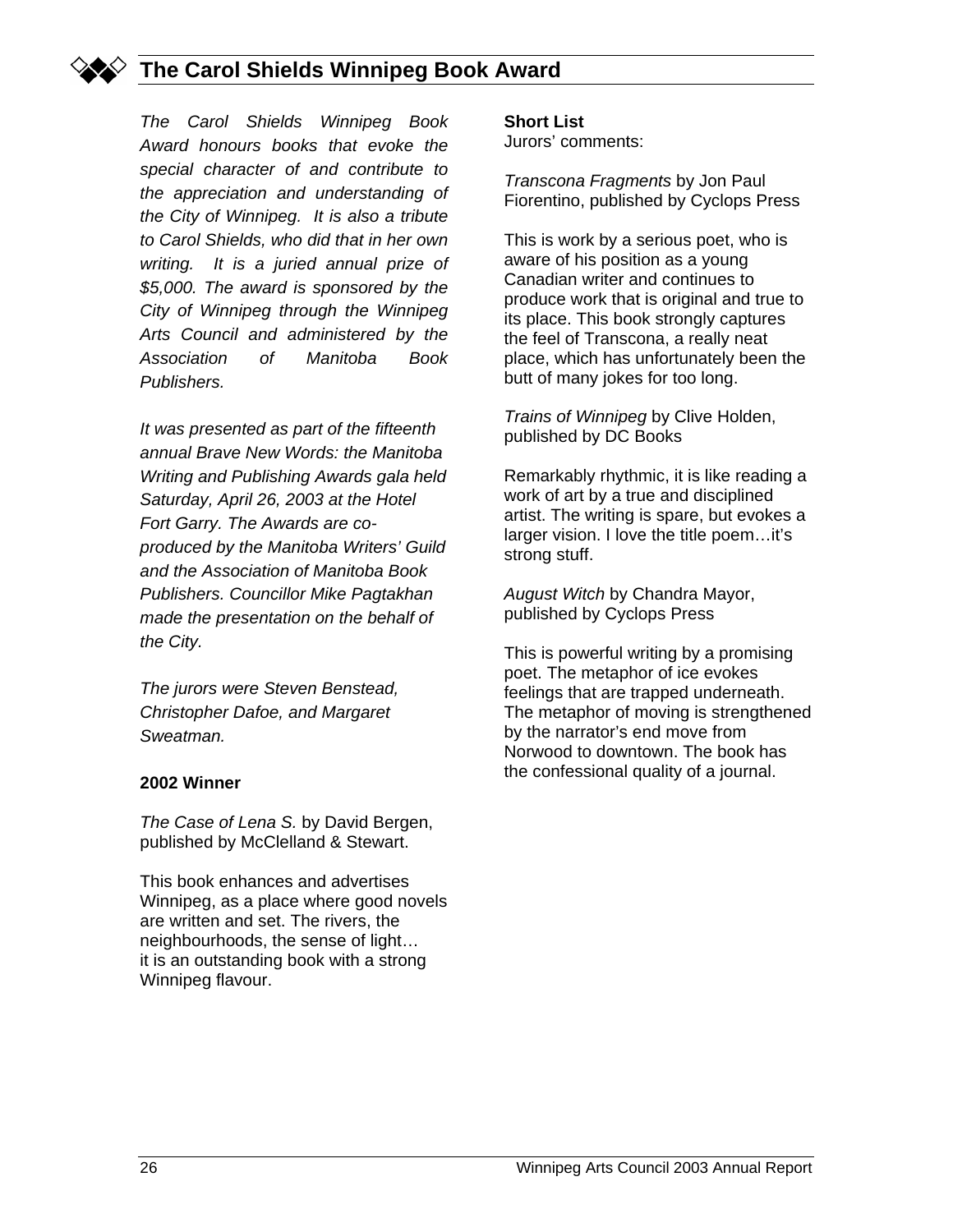# The Carol Shields Winnipeg Book Award

*The Carol Shields Winnipeg Book Award honours books that evoke the special character of and contribute to the appreciation and understanding of the City of Winnipeg. It is also a tribute to Carol Shields, who did that in her own writing. It is a juried annual prize of $5,000. The award is sponsored by the City of Winnipeg through the Winnipeg Arts Council and administered by the Association of Manitoba Book Publishers.*

*It was presented as part of the fifteenth annual Brave New Words: the Manitoba Writing and Publishing Awards gala held Saturday, April 26, 2003 at the Hotel Fort Garry. The Awards are co-produced by the Manitoba Writers' Guild and the Association of Manitoba Book Publishers. Councillor Mike Pagtakhan made the presentation on the behalf of the City.*

*The jurors were Steven Benstead, Christopher Dafoe, and Margaret Sweatman.*

**2002 Winner**

*The Case of Lena S.* by David Bergen, published by McClelland & Stewart.

This book enhances and advertises Winnipeg, as a place where good novels are written and set. The rivers, the neighbourhoods, the sense of light… it is an outstanding book with a strong Winnipeg flavour.

**Short List**
Jurors' comments:

*Transcona Fragments* by Jon Paul Fiorentino, published by Cyclops Press

This is work by a serious poet, who is aware of his position as a young Canadian writer and continues to produce work that is original and true to its place. This book strongly captures the feel of Transcona, a really neat place, which has unfortunately been the butt of many jokes for too long.

*Trains of Winnipeg* by Clive Holden, published by DC Books

Remarkably rhythmic, it is like reading a work of art by a true and disciplined artist. The writing is spare, but evokes a larger vision. I love the title poem…it's strong stuff.

*August Witch* by Chandra Mayor, published by Cyclops Press

This is powerful writing by a promising poet. The metaphor of ice evokes feelings that are trapped underneath. The metaphor of moving is strengthened by the narrator's end move from Norwood to downtown. The book has the confessional quality of a journal.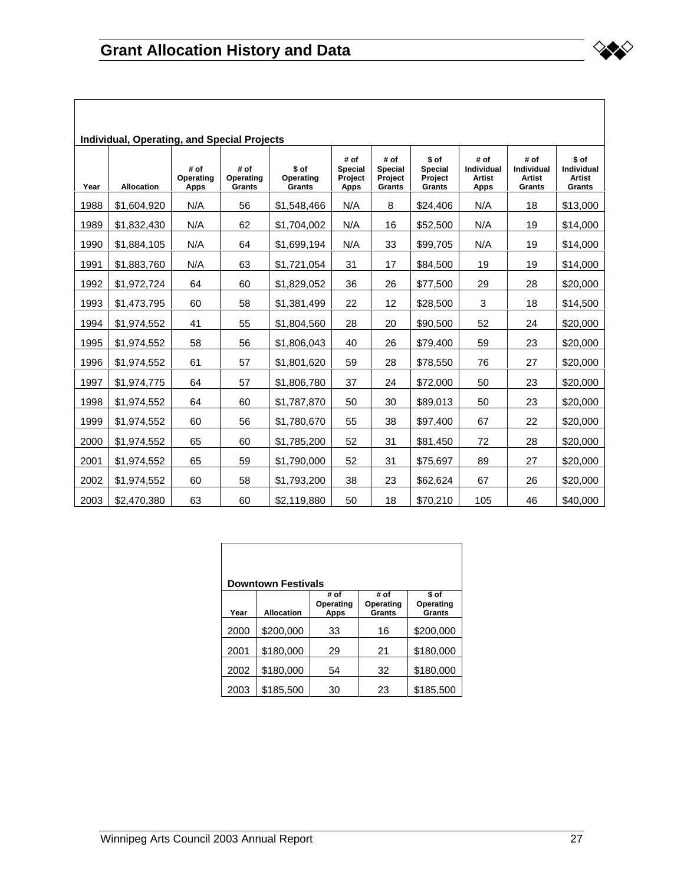# Grant Allocation History and Data

**Individual, Operating, and Special Projects**

| Year | Allocation | # of Operating Apps | # of Operating Grants | $ of Operating Grants | # of Special Project Apps | # of Special Project Grants | $ of Special Project Grants | # of Individual Artist Apps | # of Individual Artist Grants | $ of Individual Artist Grants |
|---|---|---|---|---|---|---|---|---|---|---|
| 1988 | $1,604,920 | N/A | 56 | $1,548,466 | N/A | 8 | $24,406 | N/A | 18 | $13,000 |
| 1989 | $1,832,430 | N/A | 62 | $1,704,002 | N/A | 16 | $52,500 | N/A | 19 | $14,000 |
| 1990 | $1,884,105 | N/A | 64 | $1,699,194 | N/A | 33 | $99,705 | N/A | 19 | $14,000 |
| 1991 | $1,883,760 | N/A | 63 | $1,721,054 | 31 | 17 | $84,500 | 19 | 19 | $14,000 |
| 1992 | $1,972,724 | 64 | 60 | $1,829,052 | 36 | 26 | $77,500 | 29 | 28 | $20,000 |
| 1993 | $1,473,795 | 60 | 58 | $1,381,499 | 22 | 12 | $28,500 | 3 | 18 | $14,500 |
| 1994 | $1,974,552 | 41 | 55 | $1,804,560 | 28 | 20 | $90,500 | 52 | 24 | $20,000 |
| 1995 | $1,974,552 | 58 | 56 | $1,806,043 | 40 | 26 | $79,400 | 59 | 23 | $20,000 |
| 1996 | $1,974,552 | 61 | 57 | $1,801,620 | 59 | 28 | $78,550 | 76 | 27 | $20,000 |
| 1997 | $1,974,775 | 64 | 57 | $1,806,780 | 37 | 24 | $72,000 | 50 | 23 | $20,000 |
| 1998 | $1,974,552 | 64 | 60 | $1,787,870 | 50 | 30 | $89,013 | 50 | 23 | $20,000 |
| 1999 | $1,974,552 | 60 | 56 | $1,780,670 | 55 | 38 | $97,400 | 67 | 22 | $20,000 |
| 2000 | $1,974,552 | 65 | 60 | $1,785,200 | 52 | 31 | $81,450 | 72 | 28 | $20,000 |
| 2001 | $1,974,552 | 65 | 59 | $1,790,000 | 52 | 31 | $75,697 | 89 | 27 | $20,000 |
| 2002 | $1,974,552 | 60 | 58 | $1,793,200 | 38 | 23 | $62,624 | 67 | 26 | $20,000 |
| 2003 | $2,470,380 | 63 | 60 | $2,119,880 | 50 | 18 | $70,210 | 105 | 46 | $40,000 |

**Downtown Festivals**

| Year | Allocation | # of Operating Apps | # of Operating Grants | $ of Operating Grants |
|---|---|---|---|---|
| 2000 | $200,000 | 33 | 16 | $200,000 |
| 2001 | $180,000 | 29 | 21 | $180,000 |
| 2002 | $180,000 | 54 | 32 | $180,000 |
| 2003 | $185,500 | 30 | 23 | $185,500 |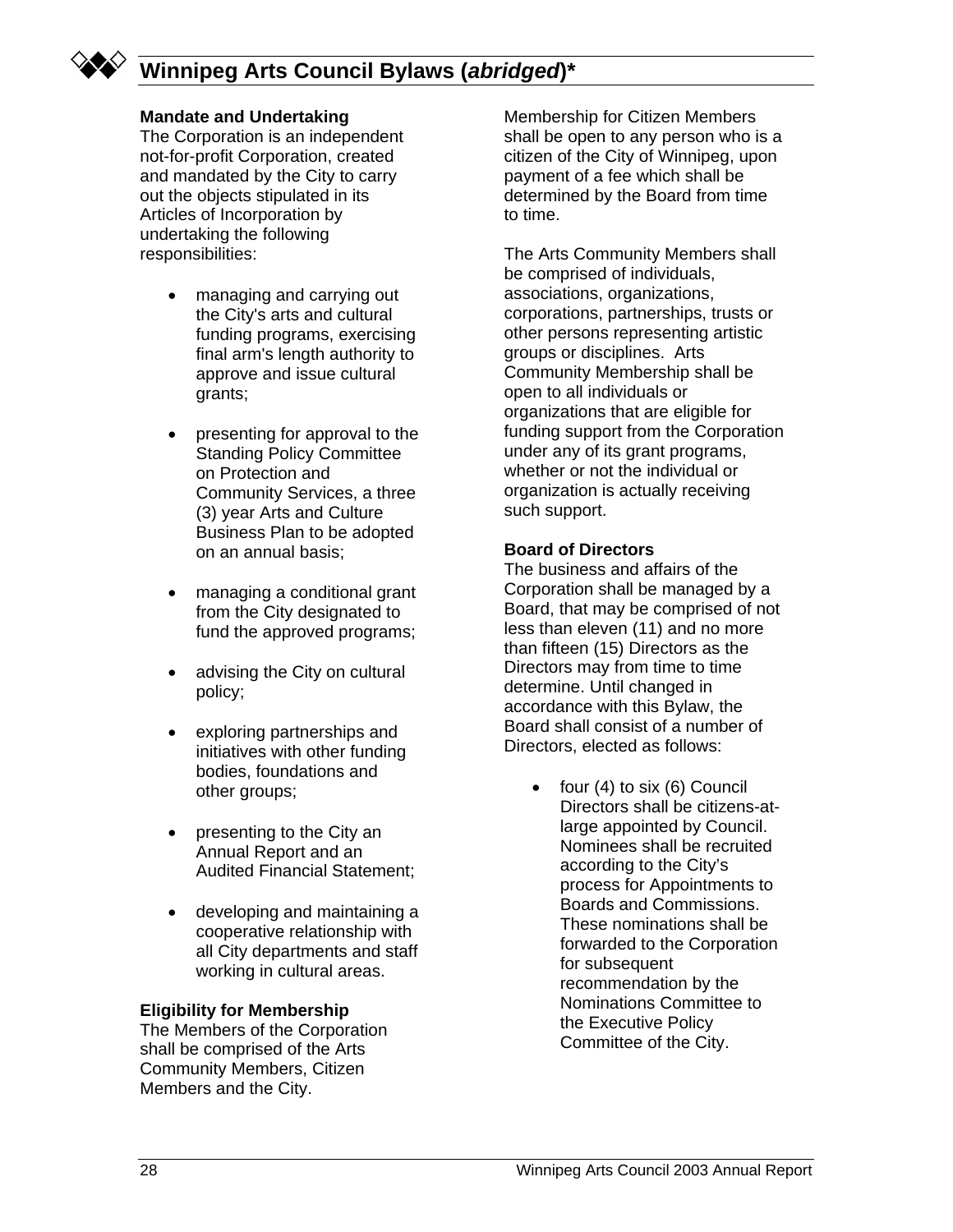# Winnipeg Arts Council Bylaws (*abridged*)*

**Mandate and Undertaking**
The Corporation is an independent not-for-profit Corporation, created and mandated by the City to carry out the objects stipulated in its Articles of Incorporation by undertaking the following responsibilities:

- managing and carrying out the City's arts and cultural funding programs, exercising final arm's length authority to approve and issue cultural grants;
- presenting for approval to the Standing Policy Committee on Protection and Community Services, a three (3) year Arts and Culture Business Plan to be adopted on an annual basis;
- managing a conditional grant from the City designated to fund the approved programs;
- advising the City on cultural policy;
- exploring partnerships and initiatives with other funding bodies, foundations and other groups;
- presenting to the City an Annual Report and an Audited Financial Statement;
- developing and maintaining a cooperative relationship with all City departments and staff working in cultural areas.

**Eligibility for Membership**
The Members of the Corporation shall be comprised of the Arts Community Members, Citizen Members and the City.

Membership for Citizen Members shall be open to any person who is a citizen of the City of Winnipeg, upon payment of a fee which shall be determined by the Board from time to time.

The Arts Community Members shall be comprised of individuals, associations, organizations, corporations, partnerships, trusts or other persons representing artistic groups or disciplines. Arts Community Membership shall be open to all individuals or organizations that are eligible for funding support from the Corporation under any of its grant programs, whether or not the individual or organization is actually receiving such support.

**Board of Directors**
The business and affairs of the Corporation shall be managed by a Board, that may be comprised of not less than eleven (11) and no more than fifteen (15) Directors as the Directors may from time to time determine. Until changed in accordance with this Bylaw, the Board shall consist of a number of Directors, elected as follows:

- four (4) to six (6) Council Directors shall be citizens-at-large appointed by Council. Nominees shall be recruited according to the City's process for Appointments to Boards and Commissions. These nominations shall be forwarded to the Corporation for subsequent recommendation by the Nominations Committee to the Executive Policy Committee of the City.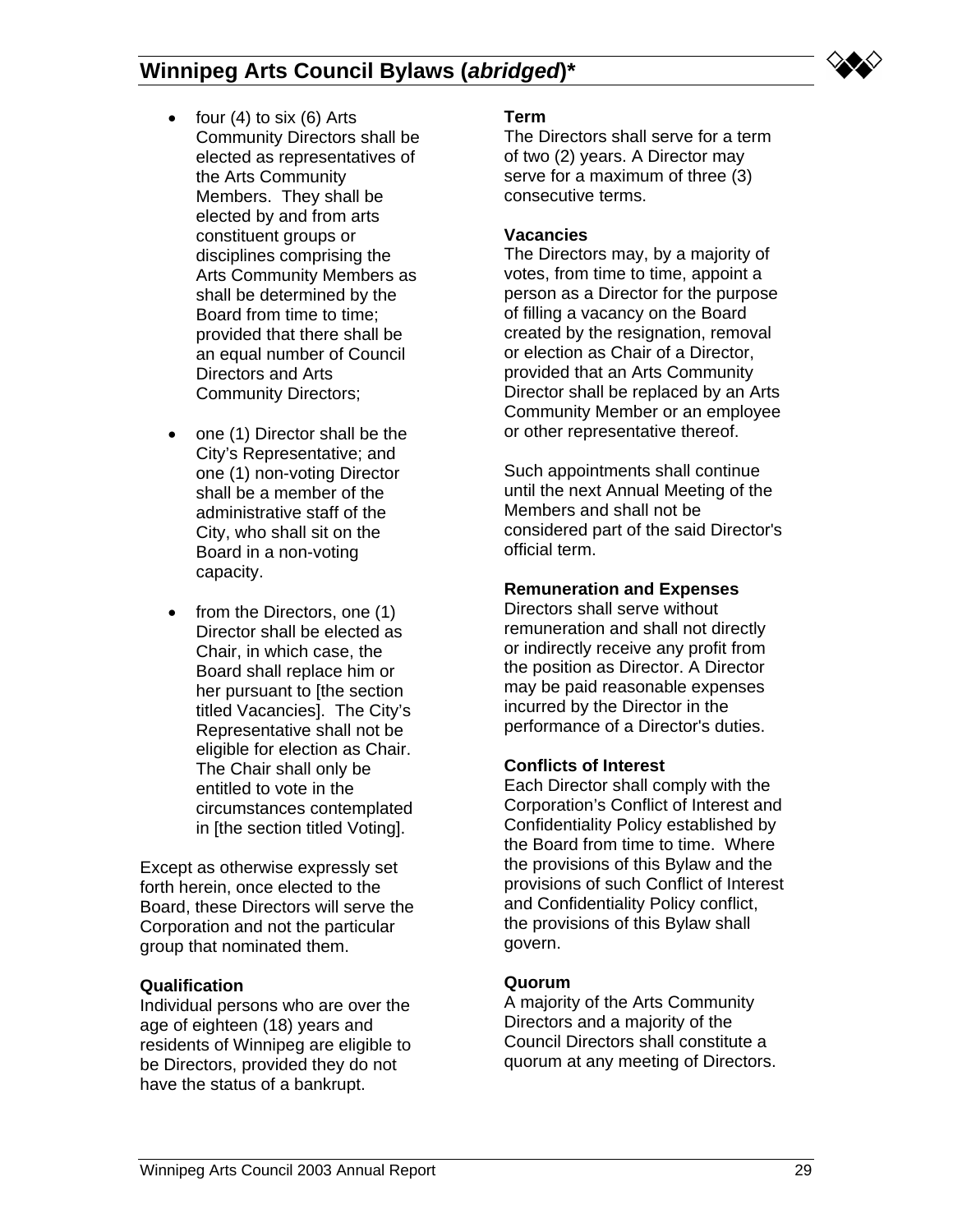- four (4) to six (6) Arts Community Directors shall be elected as representatives of the Arts Community Members. They shall be elected by and from arts constituent groups or disciplines comprising the Arts Community Members as shall be determined by the Board from time to time; provided that there shall be an equal number of Council Directors and Arts Community Directors;

- one (1) Director shall be the City's Representative; and one (1) non-voting Director shall be a member of the administrative staff of the City, who shall sit on the Board in a non-voting capacity.

- from the Directors, one (1) Director shall be elected as Chair, in which case, the Board shall replace him or her pursuant to [the section titled Vacancies]. The City's Representative shall not be eligible for election as Chair. The Chair shall only be entitled to vote in the circumstances contemplated in [the section titled Voting].

Except as otherwise expressly set forth herein, once elected to the Board, these Directors will serve the Corporation and not the particular group that nominated them.

**Qualification**
Individual persons who are over the age of eighteen (18) years and residents of Winnipeg are eligible to be Directors, provided they do not have the status of a bankrupt.

**Term**
The Directors shall serve for a term of two (2) years. A Director may serve for a maximum of three (3) consecutive terms.

**Vacancies**
The Directors may, by a majority of votes, from time to time, appoint a person as a Director for the purpose of filling a vacancy on the Board created by the resignation, removal or election as Chair of a Director, provided that an Arts Community Director shall be replaced by an Arts Community Member or an employee or other representative thereof.

Such appointments shall continue until the next Annual Meeting of the Members and shall not be considered part of the said Director's official term.

**Remuneration and Expenses**
Directors shall serve without remuneration and shall not directly or indirectly receive any profit from the position as Director. A Director may be paid reasonable expenses incurred by the Director in the performance of a Director's duties.

**Conflicts of Interest**
Each Director shall comply with the Corporation's Conflict of Interest and Confidentiality Policy established by the Board from time to time. Where the provisions of this Bylaw and the provisions of such Conflict of Interest and Confidentiality Policy conflict, the provisions of this Bylaw shall govern.

**Quorum**
A majority of the Arts Community Directors and a majority of the Council Directors shall constitute a quorum at any meeting of Directors.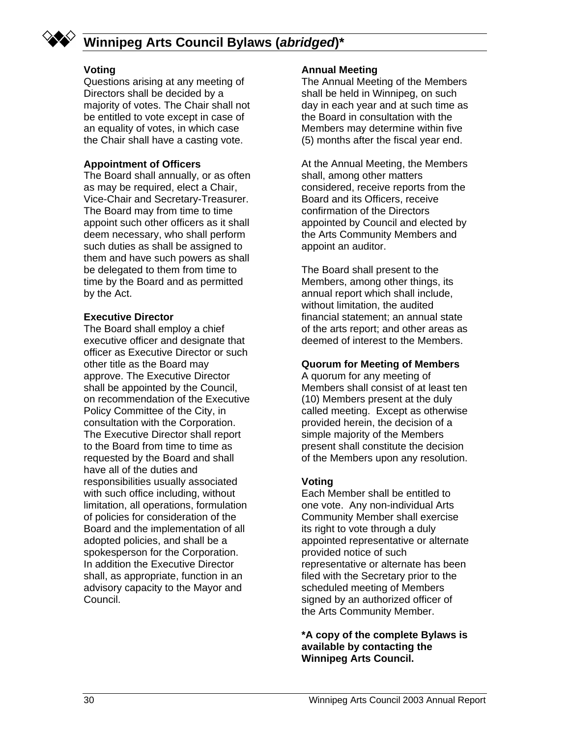# Winnipeg Arts Council Bylaws (*abridged*)*

**Voting**
Questions arising at any meeting of Directors shall be decided by a majority of votes. The Chair shall not be entitled to vote except in case of an equality of votes, in which case the Chair shall have a casting vote.

**Appointment of Officers**
The Board shall annually, or as often as may be required, elect a Chair, Vice-Chair and Secretary-Treasurer. The Board may from time to time appoint such other officers as it shall deem necessary, who shall perform such duties as shall be assigned to them and have such powers as shall be delegated to them from time to time by the Board and as permitted by the Act.

**Executive Director**
The Board shall employ a chief executive officer and designate that officer as Executive Director or such other title as the Board may approve. The Executive Director shall be appointed by the Council, on recommendation of the Executive Policy Committee of the City, in consultation with the Corporation. The Executive Director shall report to the Board from time to time as requested by the Board and shall have all of the duties and responsibilities usually associated with such office including, without limitation, all operations, formulation of policies for consideration of the Board and the implementation of all adopted policies, and shall be a spokesperson for the Corporation. In addition the Executive Director shall, as appropriate, function in an advisory capacity to the Mayor and Council.

**Annual Meeting**
The Annual Meeting of the Members shall be held in Winnipeg, on such day in each year and at such time as the Board in consultation with the Members may determine within five (5) months after the fiscal year end.

At the Annual Meeting, the Members shall, among other matters considered, receive reports from the Board and its Officers, receive confirmation of the Directors appointed by Council and elected by the Arts Community Members and appoint an auditor.

The Board shall present to the Members, among other things, its annual report which shall include, without limitation, the audited financial statement; an annual state of the arts report; and other areas as deemed of interest to the Members.

**Quorum for Meeting of Members**
A quorum for any meeting of Members shall consist of at least ten (10) Members present at the duly called meeting. Except as otherwise provided herein, the decision of a simple majority of the Members present shall constitute the decision of the Members upon any resolution.

**Voting**
Each Member shall be entitled to one vote. Any non-individual Arts Community Member shall exercise its right to vote through a duly appointed representative or alternate provided notice of such representative or alternate has been filed with the Secretary prior to the scheduled meeting of Members signed by an authorized officer of the Arts Community Member.

**\*A copy of the complete Bylaws is available by contacting the Winnipeg Arts Council.**